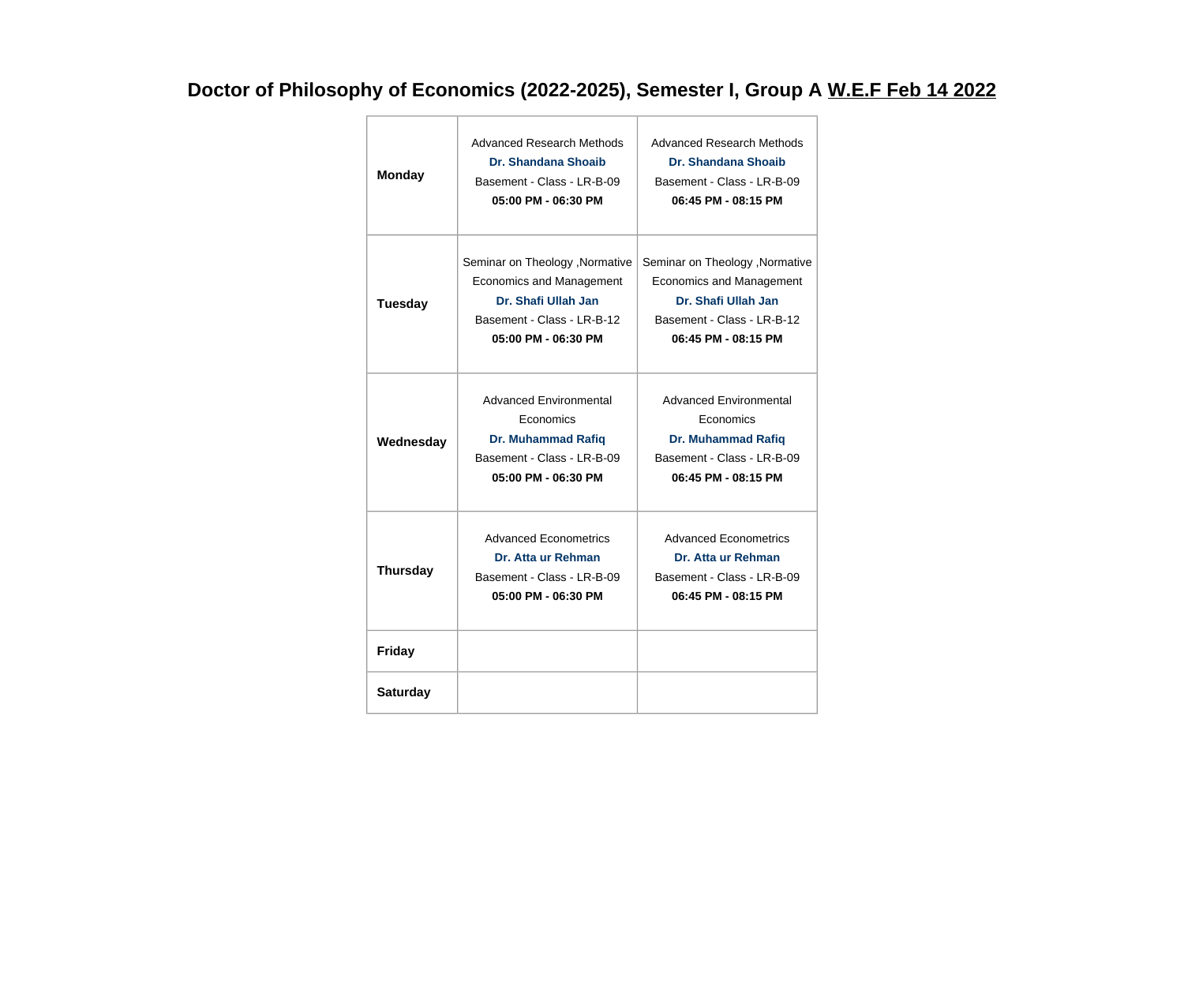# Doctor of Philosophy of Economics (2022-2025), Semester I, Group A W.E.F Feb 14 2022

| | | |
|---|---|---|
| **Monday** | Advanced Research Methods<br>**Dr. Shandana Shoaib**<br>Basement - Class - LR-B-09<br>**05:00 PM - 06:30 PM** | Advanced Research Methods<br>**Dr. Shandana Shoaib**<br>Basement - Class - LR-B-09<br>**06:45 PM - 08:15 PM** |
| **Tuesday** | Seminar on Theology ,Normative Economics and Management<br>**Dr. Shafi Ullah Jan**<br>Basement - Class - LR-B-12<br>**05:00 PM - 06:30 PM** | Seminar on Theology ,Normative Economics and Management<br>**Dr. Shafi Ullah Jan**<br>Basement - Class - LR-B-12<br>**06:45 PM - 08:15 PM** |
| **Wednesday** | Advanced Environmental Economics<br>**Dr. Muhammad Rafiq**<br>Basement - Class - LR-B-09<br>**05:00 PM - 06:30 PM** | Advanced Environmental Economics<br>**Dr. Muhammad Rafiq**<br>Basement - Class - LR-B-09<br>**06:45 PM - 08:15 PM** |
| **Thursday** | Advanced Econometrics<br>**Dr. Atta ur Rehman**<br>Basement - Class - LR-B-09<br>**05:00 PM - 06:30 PM** | Advanced Econometrics<br>**Dr. Atta ur Rehman**<br>Basement - Class - LR-B-09<br>**06:45 PM - 08:15 PM** |
| **Friday** | | |
| **Saturday** | | |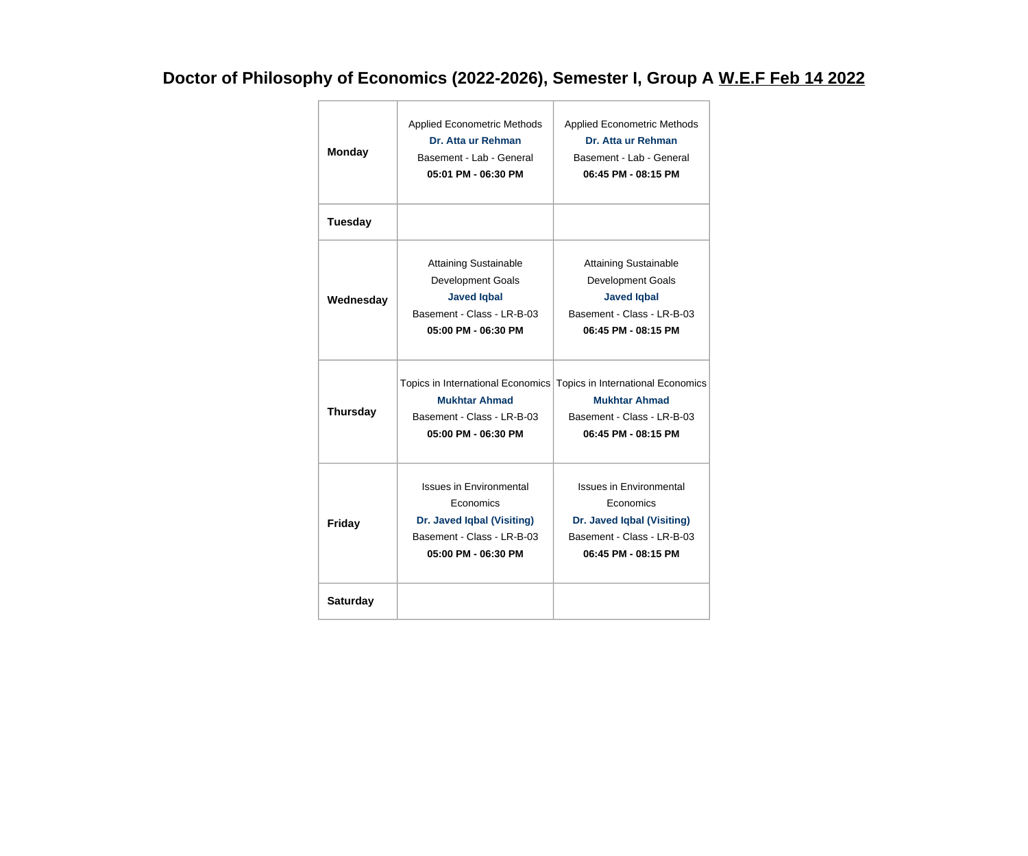# Doctor of Philosophy of Economics (2022-2026), Semester I, Group A W.E.F Feb 14 2022

| | | |
|---|---|---|
| **Monday** | Applied Econometric Methods<br>**Dr. Atta ur Rehman**<br>Basement - Lab - General<br>**05:01 PM - 06:30 PM** | Applied Econometric Methods<br>**Dr. Atta ur Rehman**<br>Basement - Lab - General<br>**06:45 PM - 08:15 PM** |
| **Tuesday** | | |
| **Wednesday** | Attaining Sustainable Development Goals<br>**Javed Iqbal**<br>Basement - Class - LR-B-03<br>**05:00 PM - 06:30 PM** | Attaining Sustainable Development Goals<br>**Javed Iqbal**<br>Basement - Class - LR-B-03<br>**06:45 PM - 08:15 PM** |
| **Thursday** | Topics in International Economics<br>**Mukhtar Ahmad**<br>Basement - Class - LR-B-03<br>**05:00 PM - 06:30 PM** | Topics in International Economics<br>**Mukhtar Ahmad**<br>Basement - Class - LR-B-03<br>**06:45 PM - 08:15 PM** |
| **Friday** | Issues in Environmental Economics<br>**Dr. Javed Iqbal (Visiting)**<br>Basement - Class - LR-B-03<br>**05:00 PM - 06:30 PM** | Issues in Environmental Economics<br>**Dr. Javed Iqbal (Visiting)**<br>Basement - Class - LR-B-03<br>**06:45 PM - 08:15 PM** |
| **Saturday** | | |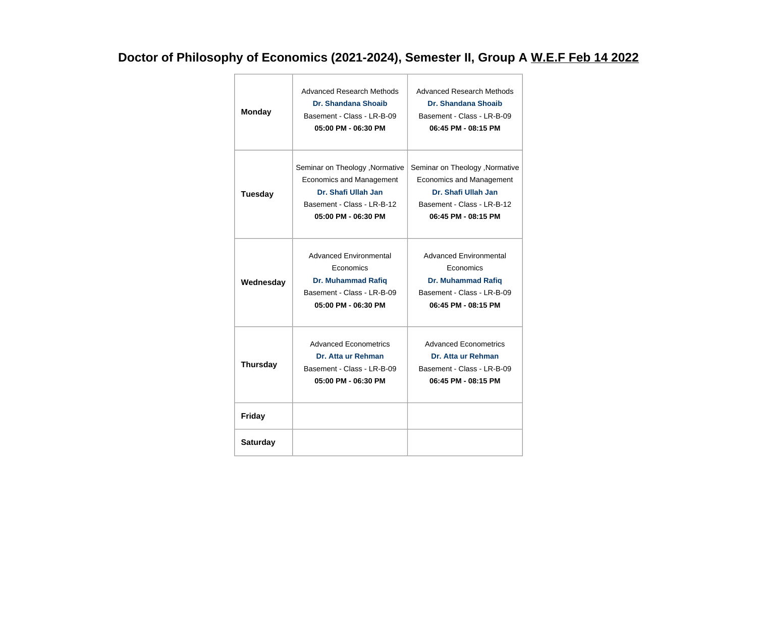# Doctor of Philosophy of Economics (2021-2024), Semester II, Group A W.E.F Feb 14 2022

| | | |
|---|---|---|
| **Monday** | Advanced Research Methods<br>**Dr. Shandana Shoaib**<br>Basement - Class - LR-B-09<br>**05:00 PM - 06:30 PM** | Advanced Research Methods<br>**Dr. Shandana Shoaib**<br>Basement - Class - LR-B-09<br>**06:45 PM - 08:15 PM** |
| **Tuesday** | Seminar on Theology ,Normative Economics and Management<br>**Dr. Shafi Ullah Jan**<br>Basement - Class - LR-B-12<br>**05:00 PM - 06:30 PM** | Seminar on Theology ,Normative Economics and Management<br>**Dr. Shafi Ullah Jan**<br>Basement - Class - LR-B-12<br>**06:45 PM - 08:15 PM** |
| **Wednesday** | Advanced Environmental Economics<br>**Dr. Muhammad Rafiq**<br>Basement - Class - LR-B-09<br>**05:00 PM - 06:30 PM** | Advanced Environmental Economics<br>**Dr. Muhammad Rafiq**<br>Basement - Class - LR-B-09<br>**06:45 PM - 08:15 PM** |
| **Thursday** | Advanced Econometrics<br>**Dr. Atta ur Rehman**<br>Basement - Class - LR-B-09<br>**05:00 PM - 06:30 PM** | Advanced Econometrics<br>**Dr. Atta ur Rehman**<br>Basement - Class - LR-B-09<br>**06:45 PM - 08:15 PM** |
| **Friday** | | |
| **Saturday** | | |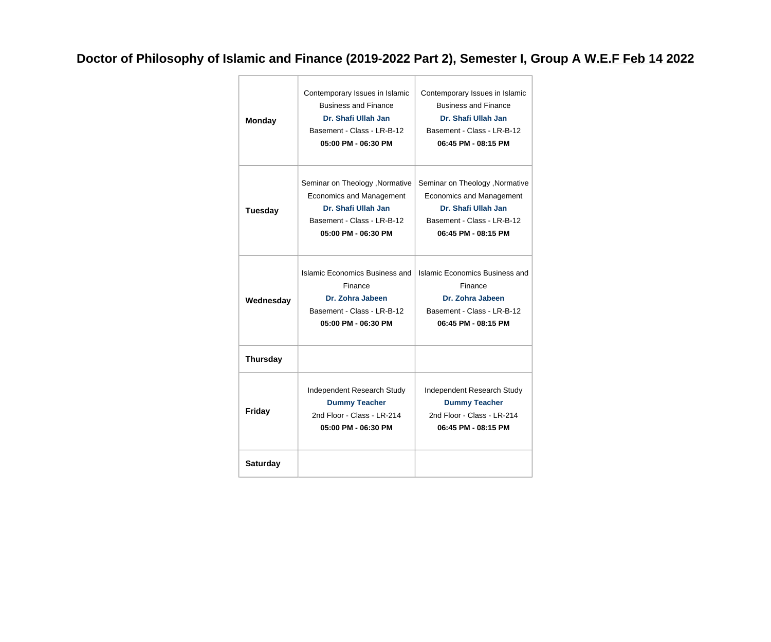# Doctor of Philosophy of Islamic and Finance (2019-2022 Part 2), Semester I, Group A W.E.F Feb 14 2022

| | | |
|---|---|---|
| **Monday** | Contemporary Issues in Islamic Business and Finance<br>**Dr. Shafi Ullah Jan**<br>Basement - Class - LR-B-12<br>**05:00 PM - 06:30 PM** | Contemporary Issues in Islamic Business and Finance<br>**Dr. Shafi Ullah Jan**<br>Basement - Class - LR-B-12<br>**06:45 PM - 08:15 PM** |
| **Tuesday** | Seminar on Theology ,Normative Economics and Management<br>**Dr. Shafi Ullah Jan**<br>Basement - Class - LR-B-12<br>**05:00 PM - 06:30 PM** | Seminar on Theology ,Normative Economics and Management<br>**Dr. Shafi Ullah Jan**<br>Basement - Class - LR-B-12<br>**06:45 PM - 08:15 PM** |
| **Wednesday** | Islamic Economics Business and Finance<br>**Dr. Zohra Jabeen**<br>Basement - Class - LR-B-12<br>**05:00 PM - 06:30 PM** | Islamic Economics Business and Finance<br>**Dr. Zohra Jabeen**<br>Basement - Class - LR-B-12<br>**06:45 PM - 08:15 PM** |
| **Thursday** | | |
| **Friday** | Independent Research Study<br>**Dummy Teacher**<br>2nd Floor - Class - LR-214<br>**05:00 PM - 06:30 PM** | Independent Research Study<br>**Dummy Teacher**<br>2nd Floor - Class - LR-214<br>**06:45 PM - 08:15 PM** |
| **Saturday** | | |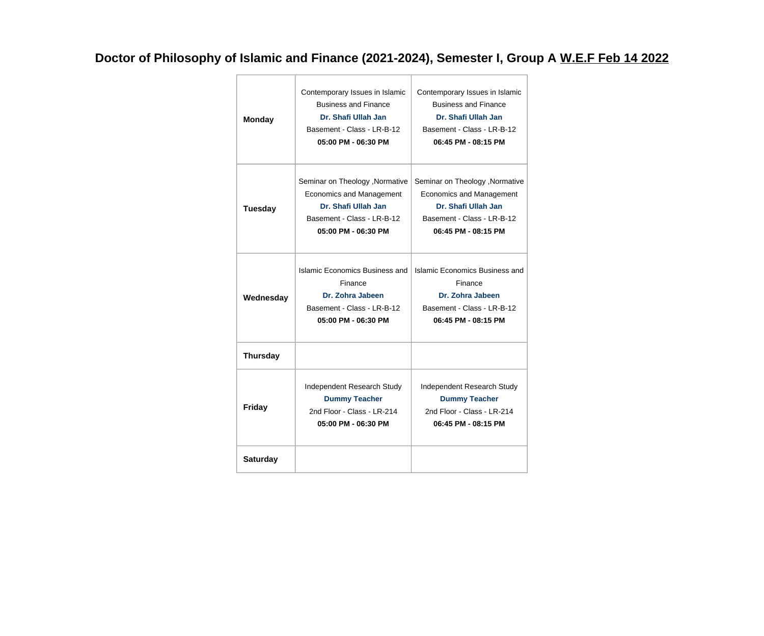# Doctor of Philosophy of Islamic and Finance (2021-2024), Semester I, Group A W.E.F Feb 14 2022

| | | |
|---|---|---|
| **Monday** | Contemporary Issues in Islamic Business and Finance<br>**Dr. Shafi Ullah Jan**<br>Basement - Class - LR-B-12<br>**05:00 PM - 06:30 PM** | Contemporary Issues in Islamic Business and Finance<br>**Dr. Shafi Ullah Jan**<br>Basement - Class - LR-B-12<br>**06:45 PM - 08:15 PM** |
| **Tuesday** | Seminar on Theology ,Normative Economics and Management<br>**Dr. Shafi Ullah Jan**<br>Basement - Class - LR-B-12<br>**05:00 PM - 06:30 PM** | Seminar on Theology ,Normative Economics and Management<br>**Dr. Shafi Ullah Jan**<br>Basement - Class - LR-B-12<br>**06:45 PM - 08:15 PM** |
| **Wednesday** | Islamic Economics Business and Finance<br>**Dr. Zohra Jabeen**<br>Basement - Class - LR-B-12<br>**05:00 PM - 06:30 PM** | Islamic Economics Business and Finance<br>**Dr. Zohra Jabeen**<br>Basement - Class - LR-B-12<br>**06:45 PM - 08:15 PM** |
| **Thursday** | | |
| **Friday** | Independent Research Study<br>**Dummy Teacher**<br>2nd Floor - Class - LR-214<br>**05:00 PM - 06:30 PM** | Independent Research Study<br>**Dummy Teacher**<br>2nd Floor - Class - LR-214<br>**06:45 PM - 08:15 PM** |
| **Saturday** | | |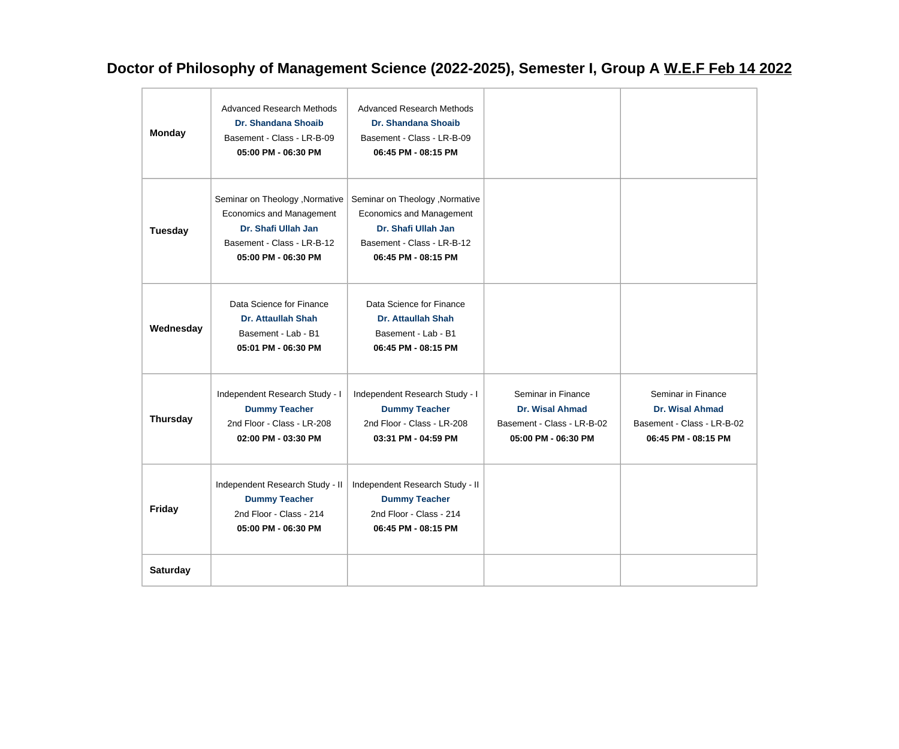# Doctor of Philosophy of Management Science (2022-2025), Semester I, Group A W.E.F Feb 14 2022

| | | | | |
|---|---|---|---|---|
| **Monday** | Advanced Research Methods<br>**Dr. Shandana Shoaib**<br>Basement - Class - LR-B-09<br>**05:00 PM - 06:30 PM** | Advanced Research Methods<br>**Dr. Shandana Shoaib**<br>Basement - Class - LR-B-09<br>**06:45 PM - 08:15 PM** | | |
| **Tuesday** | Seminar on Theology ,Normative Economics and Management<br>**Dr. Shafi Ullah Jan**<br>Basement - Class - LR-B-12<br>**05:00 PM - 06:30 PM** | Seminar on Theology ,Normative Economics and Management<br>**Dr. Shafi Ullah Jan**<br>Basement - Class - LR-B-12<br>**06:45 PM - 08:15 PM** | | |
| **Wednesday** | Data Science for Finance<br>**Dr. Attaullah Shah**<br>Basement - Lab - B1<br>**05:01 PM - 06:30 PM** | Data Science for Finance<br>**Dr. Attaullah Shah**<br>Basement - Lab - B1<br>**06:45 PM - 08:15 PM** | | |
| **Thursday** | Independent Research Study - I<br>**Dummy Teacher**<br>2nd Floor - Class - LR-208<br>**02:00 PM - 03:30 PM** | Independent Research Study - I<br>**Dummy Teacher**<br>2nd Floor - Class - LR-208<br>**03:31 PM - 04:59 PM** | Seminar in Finance<br>**Dr. Wisal Ahmad**<br>Basement - Class - LR-B-02<br>**05:00 PM - 06:30 PM** | Seminar in Finance<br>**Dr. Wisal Ahmad**<br>Basement - Class - LR-B-02<br>**06:45 PM - 08:15 PM** |
| **Friday** | Independent Research Study - II<br>**Dummy Teacher**<br>2nd Floor - Class - 214<br>**05:00 PM - 06:30 PM** | Independent Research Study - II<br>**Dummy Teacher**<br>2nd Floor - Class - 214<br>**06:45 PM - 08:15 PM** | | |
| **Saturday** | | | | |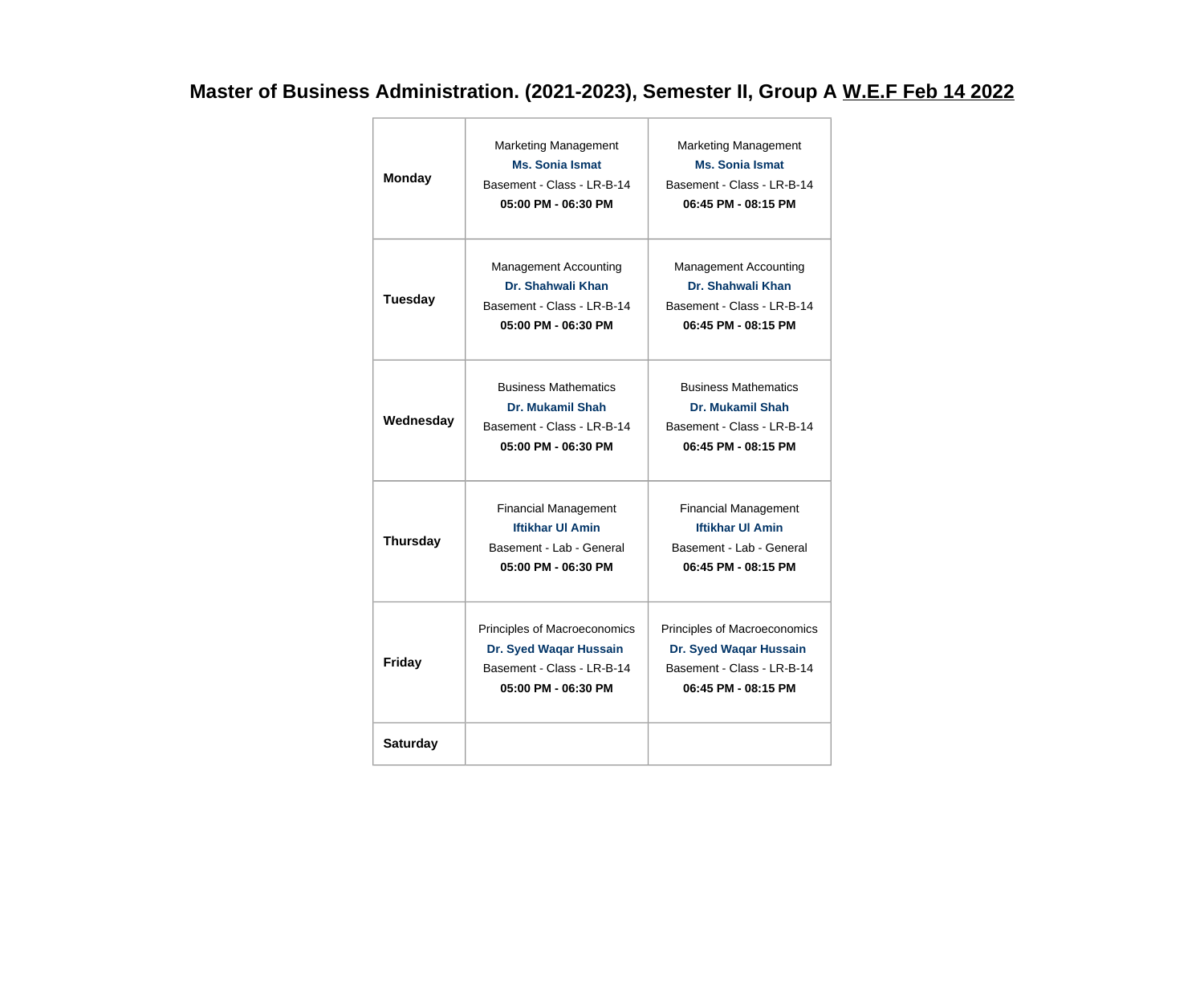# Master of Business Administration. (2021-2023), Semester II, Group A W.E.F Feb 14 2022

| | | |
|---|---|---|
| **Monday** | Marketing Management<br>**Ms. Sonia Ismat**<br>Basement - Class - LR-B-14<br>**05:00 PM - 06:30 PM** | Marketing Management<br>**Ms. Sonia Ismat**<br>Basement - Class - LR-B-14<br>**06:45 PM - 08:15 PM** |
| **Tuesday** | Management Accounting<br>**Dr. Shahwali Khan**<br>Basement - Class - LR-B-14<br>**05:00 PM - 06:30 PM** | Management Accounting<br>**Dr. Shahwali Khan**<br>Basement - Class - LR-B-14<br>**06:45 PM - 08:15 PM** |
| **Wednesday** | Business Mathematics<br>**Dr. Mukamil Shah**<br>Basement - Class - LR-B-14<br>**05:00 PM - 06:30 PM** | Business Mathematics<br>**Dr. Mukamil Shah**<br>Basement - Class - LR-B-14<br>**06:45 PM - 08:15 PM** |
| **Thursday** | Financial Management<br>**Iftikhar Ul Amin**<br>Basement - Lab - General<br>**05:00 PM - 06:30 PM** | Financial Management<br>**Iftikhar Ul Amin**<br>Basement - Lab - General<br>**06:45 PM - 08:15 PM** |
| **Friday** | Principles of Macroeconomics<br>**Dr. Syed Waqar Hussain**<br>Basement - Class - LR-B-14<br>**05:00 PM - 06:30 PM** | Principles of Macroeconomics<br>**Dr. Syed Waqar Hussain**<br>Basement - Class - LR-B-14<br>**06:45 PM - 08:15 PM** |
| **Saturday** | | |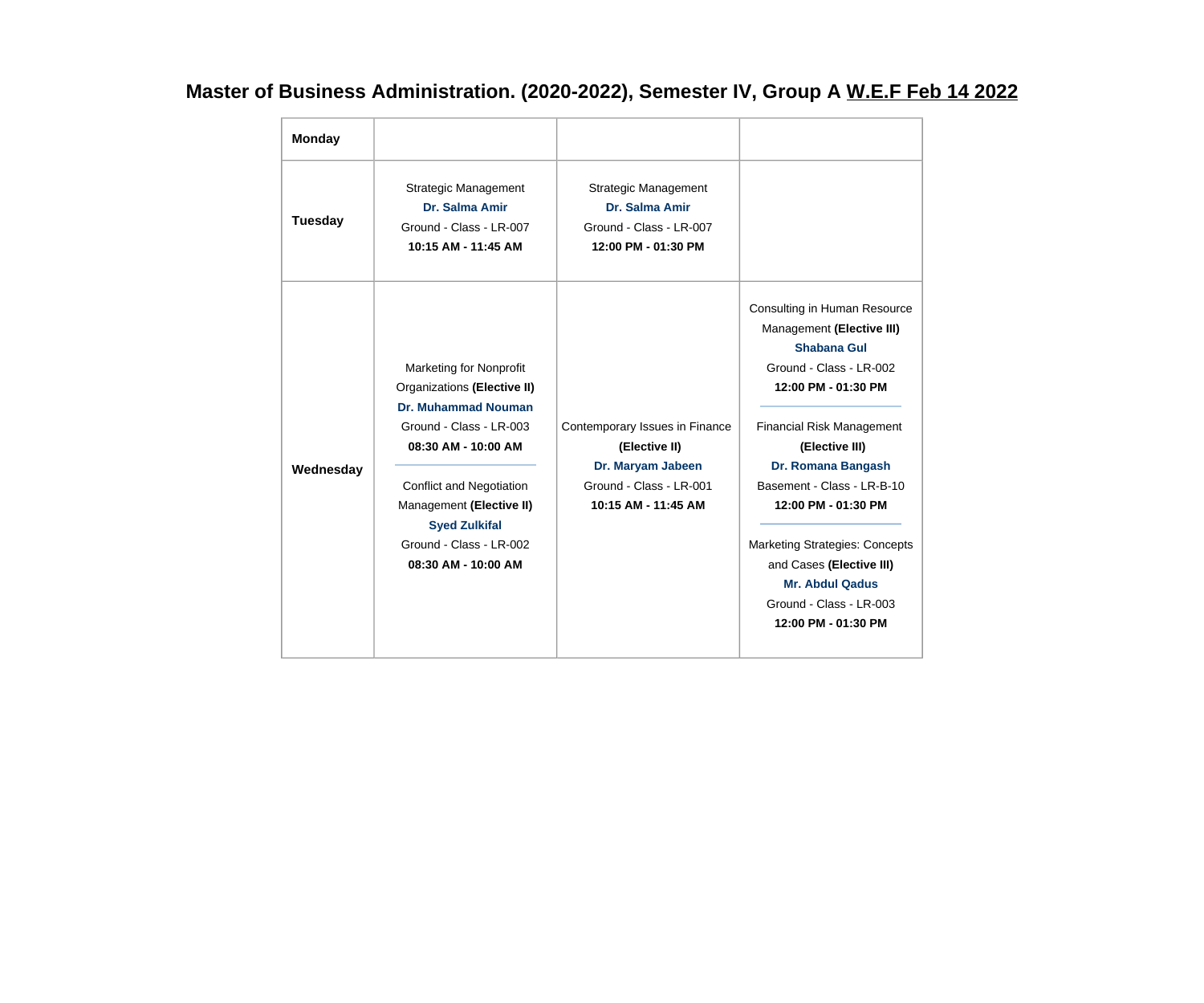# Master of Business Administration. (2020-2022), Semester IV, Group A W.E.F Feb 14 2022

| Monday | | | |
|---|---|---|---|
| **Tuesday** | Strategic Management<br>**Dr. Salma Amir**<br>Ground - Class - LR-007<br>**10:15 AM - 11:45 AM** | Strategic Management<br>**Dr. Salma Amir**<br>Ground - Class - LR-007<br>**12:00 PM - 01:30 PM** | |
| **Wednesday** | Marketing for Nonprofit Organizations **(Elective II)**<br>**Dr. Muhammad Nouman**<br>Ground - Class - LR-003<br>**08:30 AM - 10:00 AM**<br>---<br>Conflict and Negotiation Management **(Elective II)**<br>**Syed Zulkifal**<br>Ground - Class - LR-002<br>**08:30 AM - 10:00 AM** | Contemporary Issues in Finance **(Elective II)**<br>**Dr. Maryam Jabeen**<br>Ground - Class - LR-001<br>**10:15 AM - 11:45 AM** | Consulting in Human Resource Management **(Elective III)**<br>**Shabana Gul**<br>Ground - Class - LR-002<br>**12:00 PM - 01:30 PM**<br>---<br>Financial Risk Management **(Elective III)**<br>**Dr. Romana Bangash**<br>Basement - Class - LR-B-10<br>**12:00 PM - 01:30 PM**<br>---<br>Marketing Strategies: Concepts and Cases **(Elective III)**<br>**Mr. Abdul Qadus**<br>Ground - Class - LR-003<br>**12:00 PM - 01:30 PM** |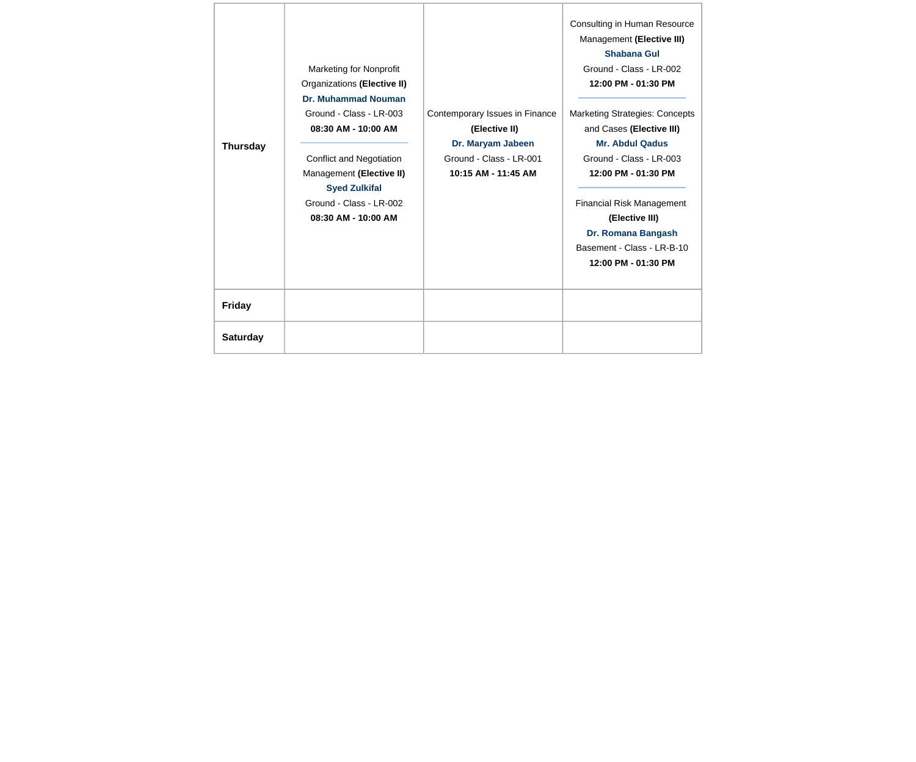| Thursday | Marketing for Nonprofit Organizations **(Elective II)**<br>**Dr. Muhammad Nouman**<br>Ground - Class - LR-003<br>**08:30 AM - 10:00 AM**<br><br>Conflict and Negotiation Management **(Elective II)**<br>**Syed Zulkifal**<br>Ground - Class - LR-002<br>**08:30 AM - 10:00 AM** | Contemporary Issues in Finance **(Elective II)**<br>**Dr. Maryam Jabeen**<br>Ground - Class - LR-001<br>**10:15 AM - 11:45 AM** | Consulting in Human Resource Management **(Elective III)**<br>**Shabana Gul**<br>Ground - Class - LR-002<br>**12:00 PM - 01:30 PM**<br><br>Marketing Strategies: Concepts and Cases **(Elective III)**<br>**Mr. Abdul Qadus**<br>Ground - Class - LR-003<br>**12:00 PM - 01:30 PM**<br><br>Financial Risk Management **(Elective III)**<br>**Dr. Romana Bangash**<br>Basement - Class - LR-B-10<br>**12:00 PM - 01:30 PM** |
|---|---|---|---|
| **Friday** | | | |
| **Saturday** | | | |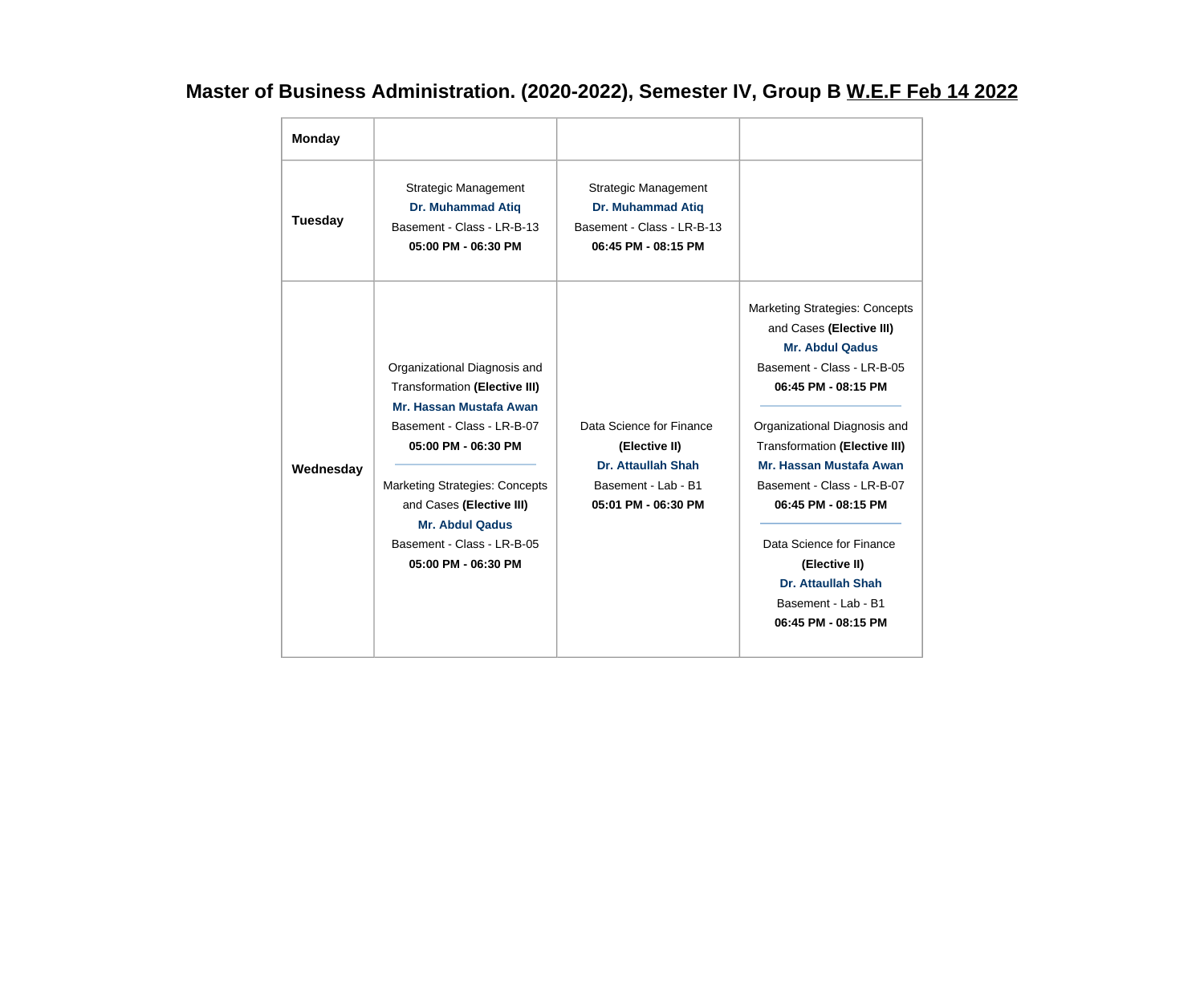# Master of Business Administration. (2020-2022), Semester IV, Group B W.E.F Feb 14 2022

| **Monday** | | | |
|---|---|---|---|
| **Tuesday** | Strategic Management<br>**Dr. Muhammad Atiq**<br>Basement - Class - LR-B-13<br>**05:00 PM - 06:30 PM** | Strategic Management<br>**Dr. Muhammad Atiq**<br>Basement - Class - LR-B-13<br>**06:45 PM - 08:15 PM** | |
| **Wednesday** | Organizational Diagnosis and Transformation **(Elective III)**<br>**Mr. Hassan Mustafa Awan**<br>Basement - Class - LR-B-07<br>**05:00 PM - 06:30 PM**<br>---<br>Marketing Strategies: Concepts and Cases **(Elective III)**<br>**Mr. Abdul Qadus**<br>Basement - Class - LR-B-05<br>**05:00 PM - 06:30 PM** | Data Science for Finance **(Elective II)**<br>**Dr. Attaullah Shah**<br>Basement - Lab - B1<br>**05:01 PM - 06:30 PM** | Marketing Strategies: Concepts and Cases **(Elective III)**<br>**Mr. Abdul Qadus**<br>Basement - Class - LR-B-05<br>**06:45 PM - 08:15 PM**<br>---<br>Organizational Diagnosis and Transformation **(Elective III)**<br>**Mr. Hassan Mustafa Awan**<br>Basement - Class - LR-B-07<br>**06:45 PM - 08:15 PM**<br>---<br>Data Science for Finance **(Elective II)**<br>**Dr. Attaullah Shah**<br>Basement - Lab - B1<br>**06:45 PM - 08:15 PM** |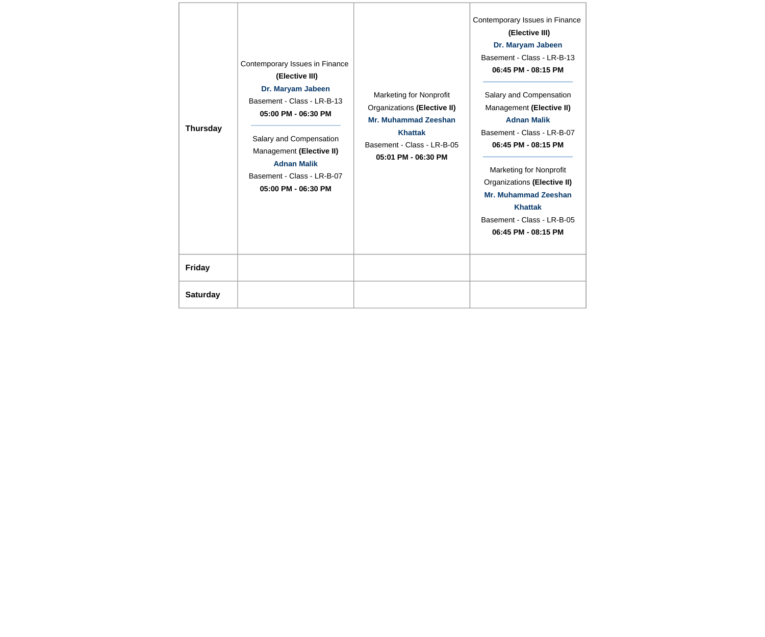| | | | |
|---|---|---|---|
| **Thursday** | Contemporary Issues in Finance **(Elective III)** **Dr. Maryam Jabeen** Basement - Class - LR-B-13 **05:00 PM - 06:30 PM**<br><br>Salary and Compensation Management **(Elective II)** **Adnan Malik** Basement - Class - LR-B-07 **05:00 PM - 06:30 PM** | Marketing for Nonprofit Organizations **(Elective II)** **Mr. Muhammad Zeeshan Khattak** Basement - Class - LR-B-05 **05:01 PM - 06:30 PM** | Contemporary Issues in Finance **(Elective III)** **Dr. Maryam Jabeen** Basement - Class - LR-B-13 **06:45 PM - 08:15 PM**<br><br>Salary and Compensation Management **(Elective II)** **Adnan Malik** Basement - Class - LR-B-07 **06:45 PM - 08:15 PM**<br><br>Marketing for Nonprofit Organizations **(Elective II)** **Mr. Muhammad Zeeshan Khattak** Basement - Class - LR-B-05 **06:45 PM - 08:15 PM** |
| **Friday** | | | |
| **Saturday** | | | |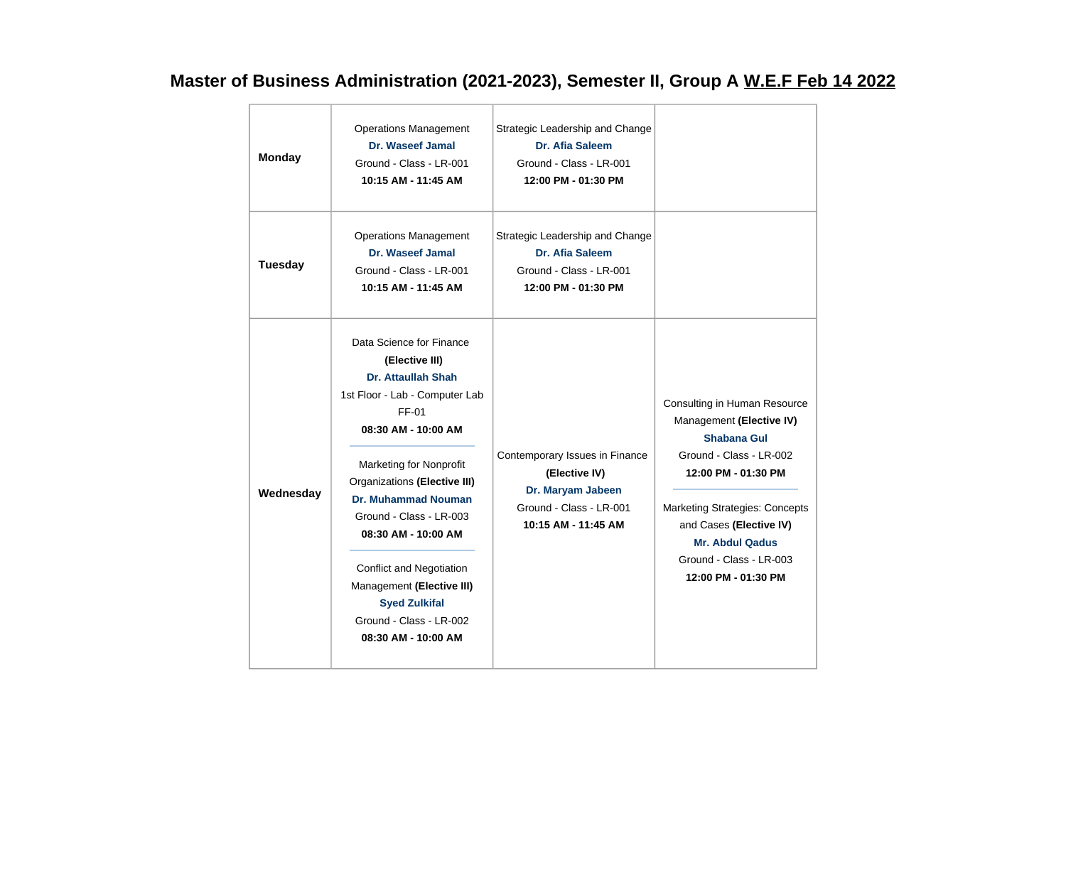# Master of Business Administration (2021-2023), Semester II, Group A W.E.F Feb 14 2022

| | | | |
|---|---|---|---|
| **Monday** | Operations Management<br>**Dr. Waseef Jamal**<br>Ground - Class - LR-001<br>**10:15 AM - 11:45 AM** | Strategic Leadership and Change<br>**Dr. Afia Saleem**<br>Ground - Class - LR-001<br>**12:00 PM - 01:30 PM** | |
| **Tuesday** | Operations Management<br>**Dr. Waseef Jamal**<br>Ground - Class - LR-001<br>**10:15 AM - 11:45 AM** | Strategic Leadership and Change<br>**Dr. Afia Saleem**<br>Ground - Class - LR-001<br>**12:00 PM - 01:30 PM** | |
| **Wednesday** | Data Science for Finance **(Elective III)**<br>**Dr. Attaullah Shah**<br>1st Floor - Lab - Computer Lab FF-01<br>**08:30 AM - 10:00 AM**<br><br>Marketing for Nonprofit Organizations **(Elective III)**<br>**Dr. Muhammad Nouman**<br>Ground - Class - LR-003<br>**08:30 AM - 10:00 AM**<br><br>Conflict and Negotiation Management **(Elective III)**<br>**Syed Zulkifal**<br>Ground - Class - LR-002<br>**08:30 AM - 10:00 AM** | Contemporary Issues in Finance **(Elective IV)**<br>**Dr. Maryam Jabeen**<br>Ground - Class - LR-001<br>**10:15 AM - 11:45 AM** | Consulting in Human Resource Management **(Elective IV)**<br>**Shabana Gul**<br>Ground - Class - LR-002<br>**12:00 PM - 01:30 PM**<br><br>Marketing Strategies: Concepts and Cases **(Elective IV)**<br>**Mr. Abdul Qadus**<br>Ground - Class - LR-003<br>**12:00 PM - 01:30 PM** |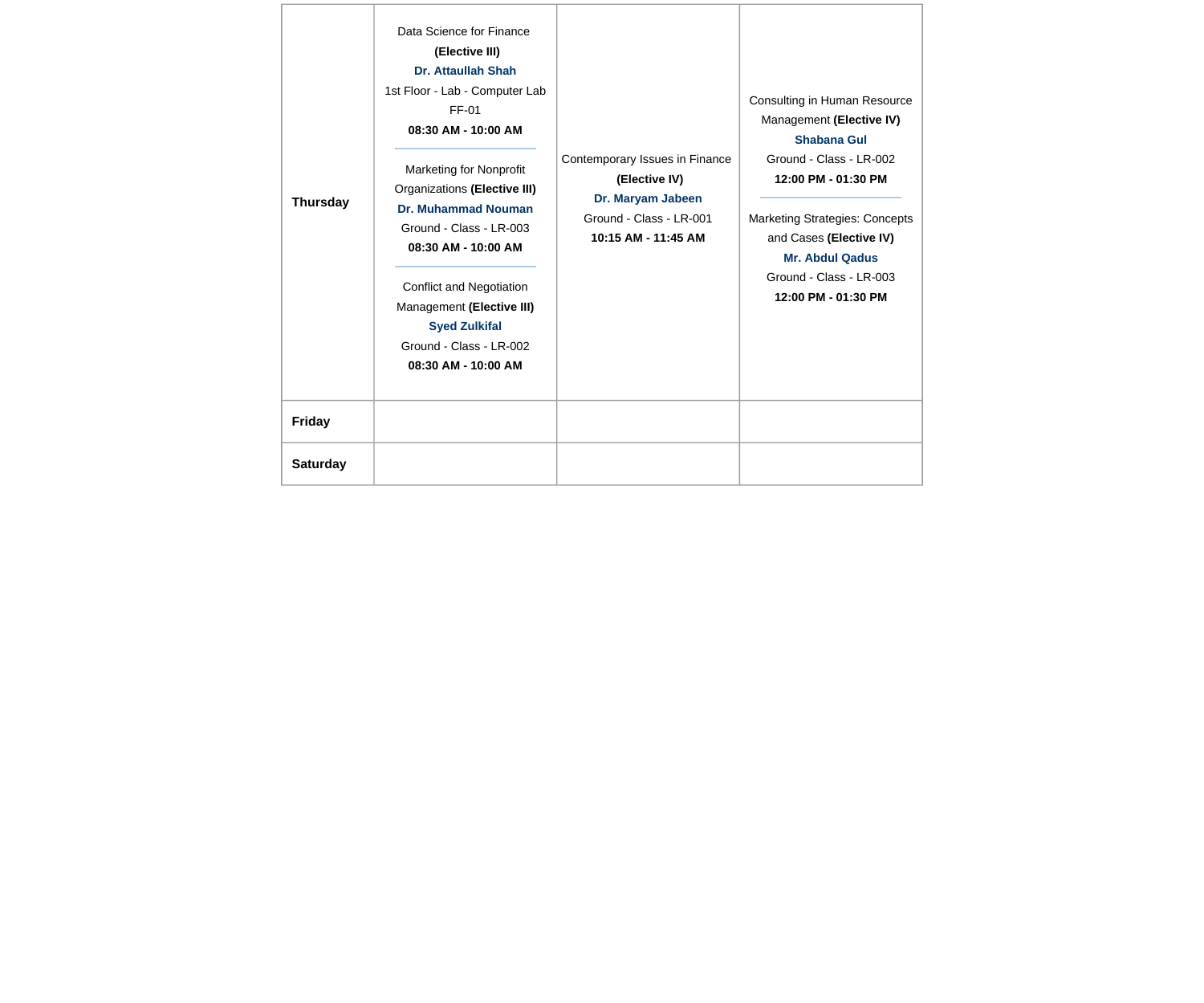| Thursday | Data Science for Finance **(Elective III)** **Dr. Attaullah Shah** 1st Floor - Lab - Computer Lab FF-01 **08:30 AM - 10:00 AM**<br><br>Marketing for Nonprofit Organizations **(Elective III)** **Dr. Muhammad Nouman** Ground - Class - LR-003 **08:30 AM - 10:00 AM**<br><br>Conflict and Negotiation Management **(Elective III)** **Syed Zulkifal** Ground - Class - LR-002 **08:30 AM - 10:00 AM** | Contemporary Issues in Finance **(Elective IV)** **Dr. Maryam Jabeen** Ground - Class - LR-001 **10:15 AM - 11:45 AM** | Consulting in Human Resource Management **(Elective IV)** **Shabana Gul** Ground - Class - LR-002 **12:00 PM - 01:30 PM**<br><br>Marketing Strategies: Concepts and Cases **(Elective IV)** **Mr. Abdul Qadus** Ground - Class - LR-003 **12:00 PM - 01:30 PM** |
|---|---|---|---|
| Friday | | | |
| Saturday | | | |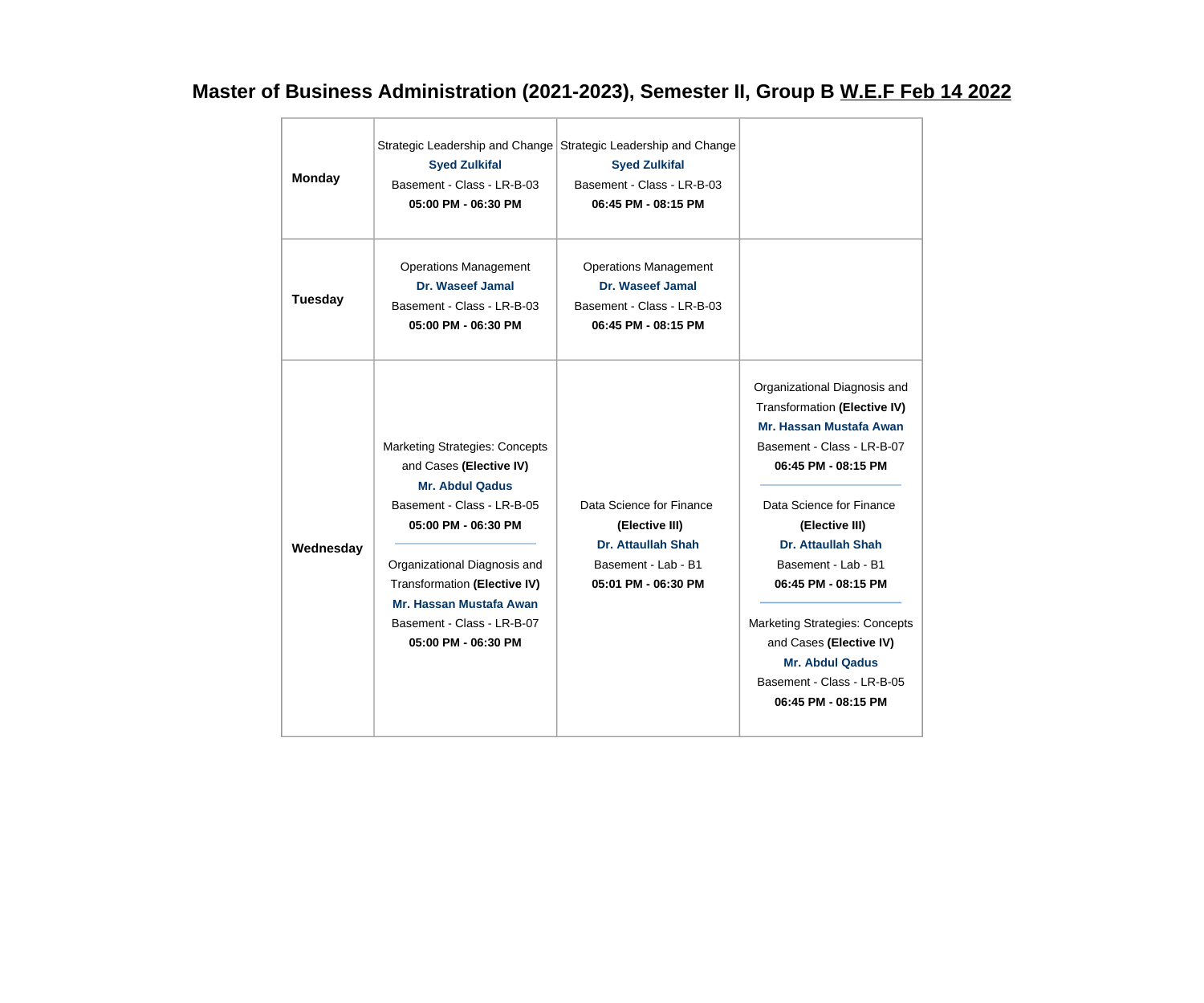## Master of Business Administration (2021-2023), Semester II, Group B W.E.F Feb 14 2022

| | | | |
|---|---|---|---|
| **Monday** | Strategic Leadership and Change<br>**Syed Zulkifal**<br>Basement - Class - LR-B-03<br>**05:00 PM - 06:30 PM** | Strategic Leadership and Change<br>**Syed Zulkifal**<br>Basement - Class - LR-B-03<br>**06:45 PM - 08:15 PM** | |
| **Tuesday** | Operations Management<br>**Dr. Waseef Jamal**<br>Basement - Class - LR-B-03<br>**05:00 PM - 06:30 PM** | Operations Management<br>**Dr. Waseef Jamal**<br>Basement - Class - LR-B-03<br>**06:45 PM - 08:15 PM** | |
| **Wednesday** | Marketing Strategies: Concepts and Cases **(Elective IV)**<br>**Mr. Abdul Qadus**<br>Basement - Class - LR-B-05<br>**05:00 PM - 06:30 PM**<br>---<br>Organizational Diagnosis and Transformation **(Elective IV)**<br>**Mr. Hassan Mustafa Awan**<br>Basement - Class - LR-B-07<br>**05:00 PM - 06:30 PM** | Data Science for Finance **(Elective III)**<br>**Dr. Attaullah Shah**<br>Basement - Lab - B1<br>**05:01 PM - 06:30 PM** | Organizational Diagnosis and Transformation **(Elective IV)**<br>**Mr. Hassan Mustafa Awan**<br>Basement - Class - LR-B-07<br>**06:45 PM - 08:15 PM**<br>---<br>Data Science for Finance **(Elective III)**<br>**Dr. Attaullah Shah**<br>Basement - Lab - B1<br>**06:45 PM - 08:15 PM**<br>---<br>Marketing Strategies: Concepts and Cases **(Elective IV)**<br>**Mr. Abdul Qadus**<br>Basement - Class - LR-B-05<br>**06:45 PM - 08:15 PM** |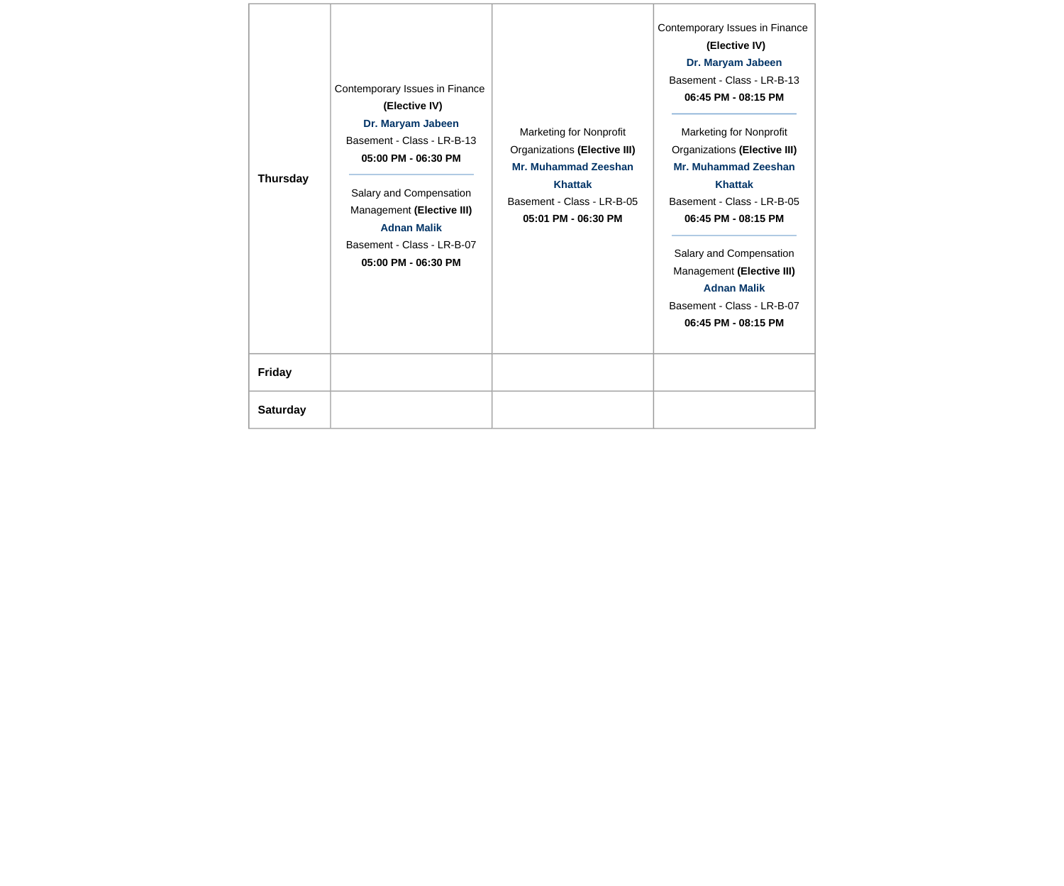| | | | |
|---|---|---|---|
| **Thursday** | Contemporary Issues in Finance **(Elective IV)** **Dr. Maryam Jabeen** Basement - Class - LR-B-13 **05:00 PM - 06:30 PM**<br>Salary and Compensation Management **(Elective III)** **Adnan Malik** Basement - Class - LR-B-07 **05:00 PM - 06:30 PM** | Marketing for Nonprofit Organizations **(Elective III)** **Mr. Muhammad Zeeshan Khattak** Basement - Class - LR-B-05 **05:01 PM - 06:30 PM** | Contemporary Issues in Finance **(Elective IV)** **Dr. Maryam Jabeen** Basement - Class - LR-B-13 **06:45 PM - 08:15 PM**<br>Marketing for Nonprofit Organizations **(Elective III)** **Mr. Muhammad Zeeshan Khattak** Basement - Class - LR-B-05 **06:45 PM - 08:15 PM**<br>Salary and Compensation Management **(Elective III)** **Adnan Malik** Basement - Class - LR-B-07 **06:45 PM - 08:15 PM** |
| **Friday** | | | |
| **Saturday** | | | |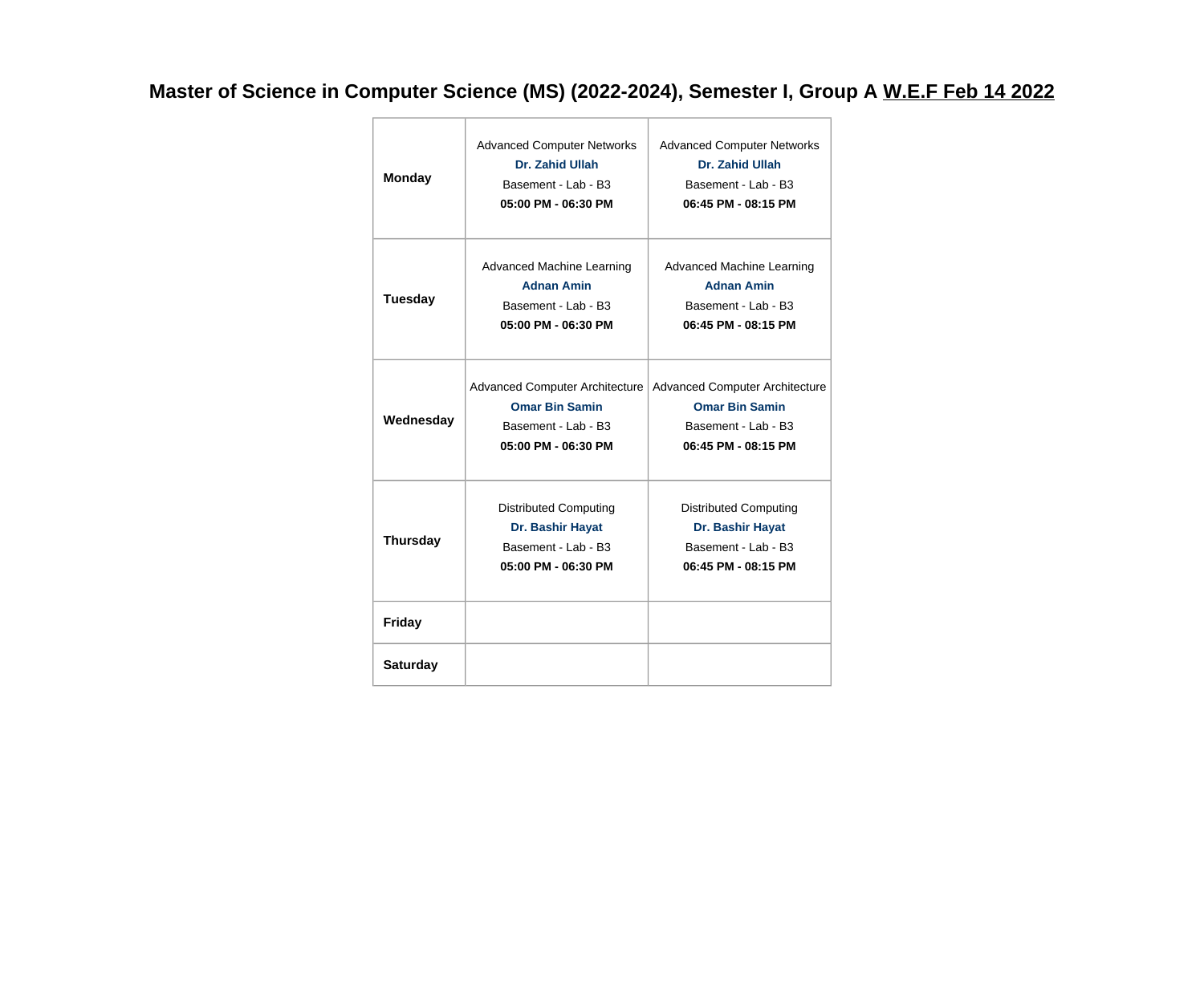## Master of Science in Computer Science (MS) (2022-2024), Semester I, Group A W.E.F Feb 14 2022

| | | |
|---|---|---|
| **Monday** | Advanced Computer Networks<br>**Dr. Zahid Ullah**<br>Basement - Lab - B3<br>**05:00 PM - 06:30 PM** | Advanced Computer Networks<br>**Dr. Zahid Ullah**<br>Basement - Lab - B3<br>**06:45 PM - 08:15 PM** |
| **Tuesday** | Advanced Machine Learning<br>**Adnan Amin**<br>Basement - Lab - B3<br>**05:00 PM - 06:30 PM** | Advanced Machine Learning<br>**Adnan Amin**<br>Basement - Lab - B3<br>**06:45 PM - 08:15 PM** |
| **Wednesday** | Advanced Computer Architecture<br>**Omar Bin Samin**<br>Basement - Lab - B3<br>**05:00 PM - 06:30 PM** | Advanced Computer Architecture<br>**Omar Bin Samin**<br>Basement - Lab - B3<br>**06:45 PM - 08:15 PM** |
| **Thursday** | Distributed Computing<br>**Dr. Bashir Hayat**<br>Basement - Lab - B3<br>**05:00 PM - 06:30 PM** | Distributed Computing<br>**Dr. Bashir Hayat**<br>Basement - Lab - B3<br>**06:45 PM - 08:15 PM** |
| **Friday** | | |
| **Saturday** | | |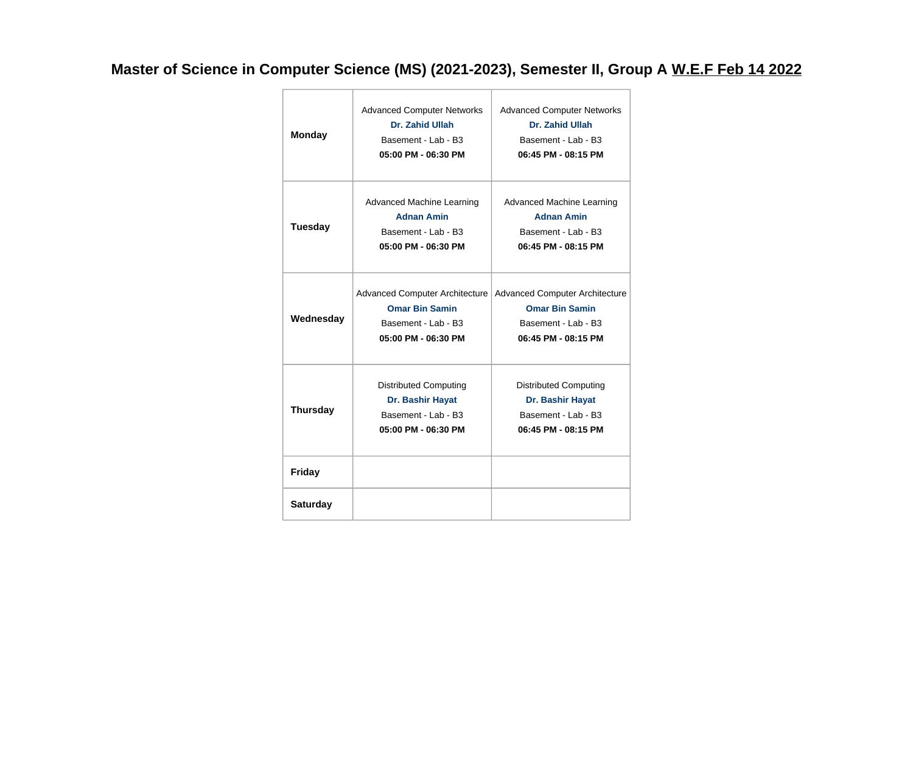# Master of Science in Computer Science (MS) (2021-2023), Semester II, Group A W.E.F Feb 14 2022

| | | |
|---|---|---|
| **Monday** | Advanced Computer Networks<br>**Dr. Zahid Ullah**<br>Basement - Lab - B3<br>**05:00 PM - 06:30 PM** | Advanced Computer Networks<br>**Dr. Zahid Ullah**<br>Basement - Lab - B3<br>**06:45 PM - 08:15 PM** |
| **Tuesday** | Advanced Machine Learning<br>**Adnan Amin**<br>Basement - Lab - B3<br>**05:00 PM - 06:30 PM** | Advanced Machine Learning<br>**Adnan Amin**<br>Basement - Lab - B3<br>**06:45 PM - 08:15 PM** |
| **Wednesday** | Advanced Computer Architecture<br>**Omar Bin Samin**<br>Basement - Lab - B3<br>**05:00 PM - 06:30 PM** | Advanced Computer Architecture<br>**Omar Bin Samin**<br>Basement - Lab - B3<br>**06:45 PM - 08:15 PM** |
| **Thursday** | Distributed Computing<br>**Dr. Bashir Hayat**<br>Basement - Lab - B3<br>**05:00 PM - 06:30 PM** | Distributed Computing<br>**Dr. Bashir Hayat**<br>Basement - Lab - B3<br>**06:45 PM - 08:15 PM** |
| **Friday** | | |
| **Saturday** | | |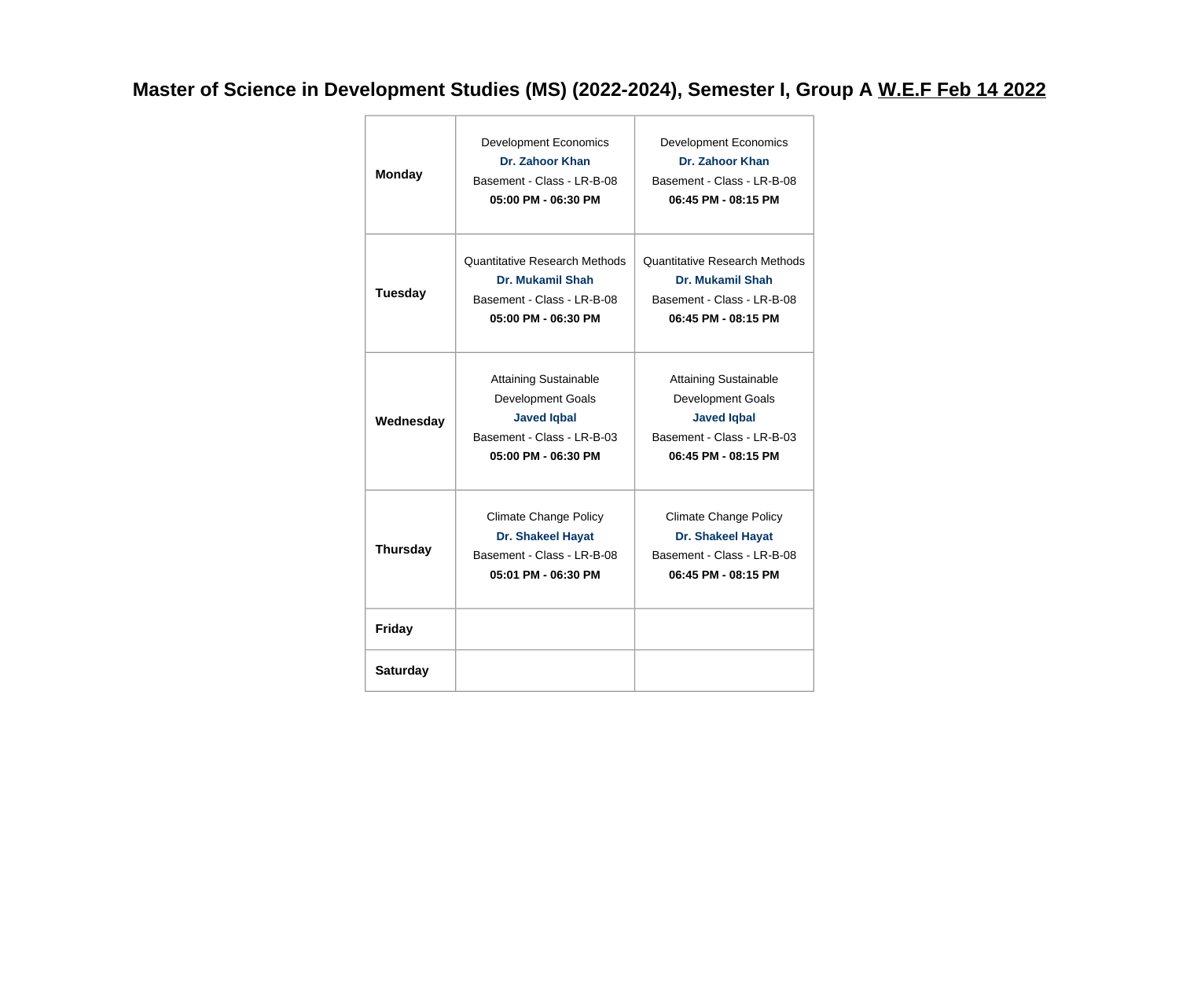# Master of Science in Development Studies (MS) (2022-2024), Semester I, Group A W.E.F Feb 14 2022

| | | |
|---|---|---|
| **Monday** | Development Economics<br>**Dr. Zahoor Khan**<br>Basement - Class - LR-B-08<br>**05:00 PM - 06:30 PM** | Development Economics<br>**Dr. Zahoor Khan**<br>Basement - Class - LR-B-08<br>**06:45 PM - 08:15 PM** |
| **Tuesday** | Quantitative Research Methods<br>**Dr. Mukamil Shah**<br>Basement - Class - LR-B-08<br>**05:00 PM - 06:30 PM** | Quantitative Research Methods<br>**Dr. Mukamil Shah**<br>Basement - Class - LR-B-08<br>**06:45 PM - 08:15 PM** |
| **Wednesday** | Attaining Sustainable Development Goals<br>**Javed Iqbal**<br>Basement - Class - LR-B-03<br>**05:00 PM - 06:30 PM** | Attaining Sustainable Development Goals<br>**Javed Iqbal**<br>Basement - Class - LR-B-03<br>**06:45 PM - 08:15 PM** |
| **Thursday** | Climate Change Policy<br>**Dr. Shakeel Hayat**<br>Basement - Class - LR-B-08<br>**05:01 PM - 06:30 PM** | Climate Change Policy<br>**Dr. Shakeel Hayat**<br>Basement - Class - LR-B-08<br>**06:45 PM - 08:15 PM** |
| **Friday** | | |
| **Saturday** | | |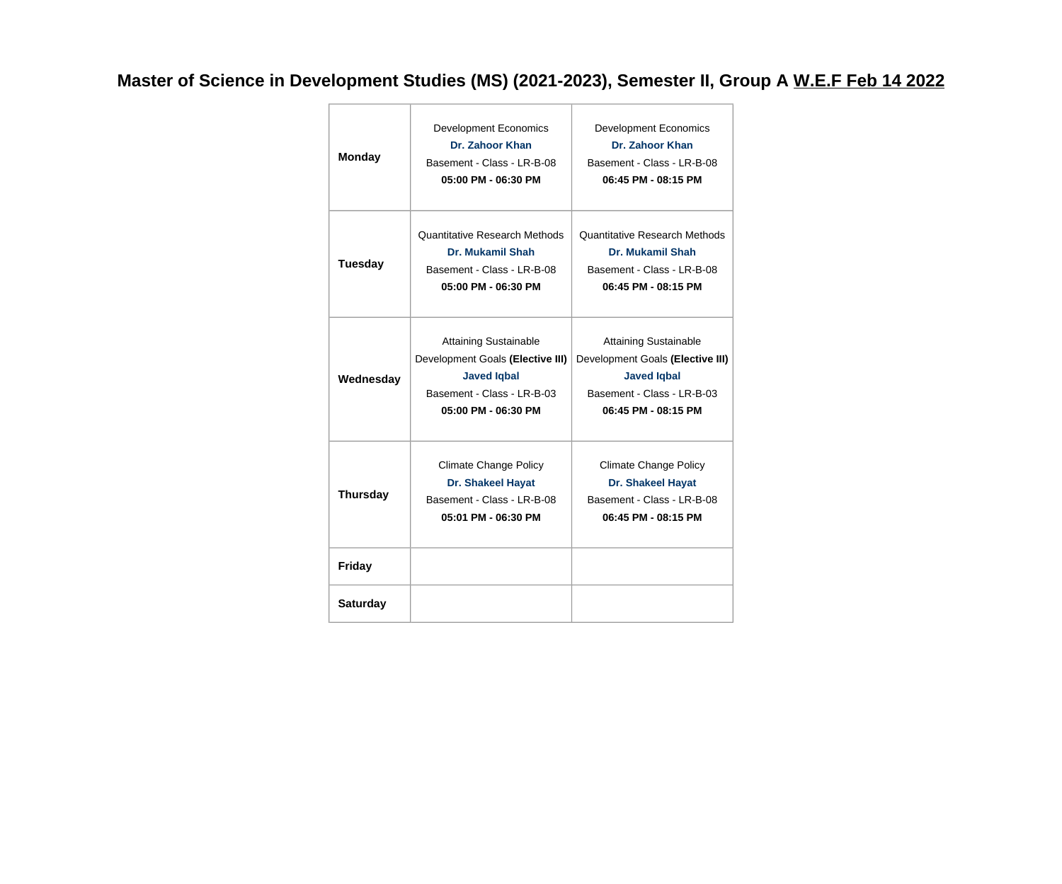# Master of Science in Development Studies (MS) (2021-2023), Semester II, Group A W.E.F Feb 14 2022

| | | |
|---|---|---|
| **Monday** | Development Economics<br>**Dr. Zahoor Khan**<br>Basement - Class - LR-B-08<br>**05:00 PM - 06:30 PM** | Development Economics<br>**Dr. Zahoor Khan**<br>Basement - Class - LR-B-08<br>**06:45 PM - 08:15 PM** |
| **Tuesday** | Quantitative Research Methods<br>**Dr. Mukamil Shah**<br>Basement - Class - LR-B-08<br>**05:00 PM - 06:30 PM** | Quantitative Research Methods<br>**Dr. Mukamil Shah**<br>Basement - Class - LR-B-08<br>**06:45 PM - 08:15 PM** |
| **Wednesday** | Attaining Sustainable Development Goals **(Elective III)**<br>**Javed Iqbal**<br>Basement - Class - LR-B-03<br>**05:00 PM - 06:30 PM** | Attaining Sustainable Development Goals **(Elective III)**<br>**Javed Iqbal**<br>Basement - Class - LR-B-03<br>**06:45 PM - 08:15 PM** |
| **Thursday** | Climate Change Policy<br>**Dr. Shakeel Hayat**<br>Basement - Class - LR-B-08<br>**05:01 PM - 06:30 PM** | Climate Change Policy<br>**Dr. Shakeel Hayat**<br>Basement - Class - LR-B-08<br>**06:45 PM - 08:15 PM** |
| **Friday** | | |
| **Saturday** | | |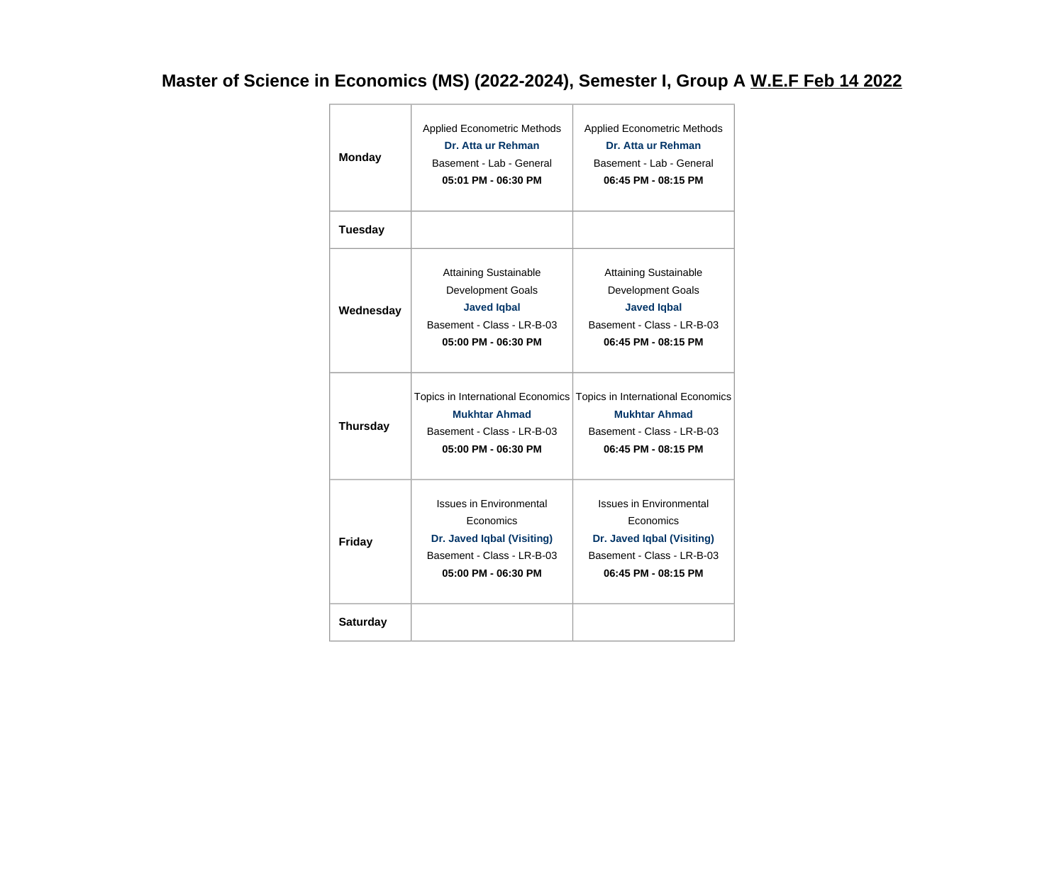# Master of Science in Economics (MS) (2022-2024), Semester I, Group A W.E.F Feb 14 2022

| Day | Slot 1 | Slot 2 |
|---|---|---|
| **Monday** | Applied Econometric Methods<br>**Dr. Atta ur Rehman**<br>Basement - Lab - General<br>**05:01 PM - 06:30 PM** | Applied Econometric Methods<br>**Dr. Atta ur Rehman**<br>Basement - Lab - General<br>**06:45 PM - 08:15 PM** |
| **Tuesday** | | |
| **Wednesday** | Attaining Sustainable Development Goals<br>**Javed Iqbal**<br>Basement - Class - LR-B-03<br>**05:00 PM - 06:30 PM** | Attaining Sustainable Development Goals<br>**Javed Iqbal**<br>Basement - Class - LR-B-03<br>**06:45 PM - 08:15 PM** |
| **Thursday** | Topics in International Economics<br>**Mukhtar Ahmad**<br>Basement - Class - LR-B-03<br>**05:00 PM - 06:30 PM** | Topics in International Economics<br>**Mukhtar Ahmad**<br>Basement - Class - LR-B-03<br>**06:45 PM - 08:15 PM** |
| **Friday** | Issues in Environmental Economics<br>**Dr. Javed Iqbal (Visiting)**<br>Basement - Class - LR-B-03<br>**05:00 PM - 06:30 PM** | Issues in Environmental Economics<br>**Dr. Javed Iqbal (Visiting)**<br>Basement - Class - LR-B-03<br>**06:45 PM - 08:15 PM** |
| **Saturday** | | |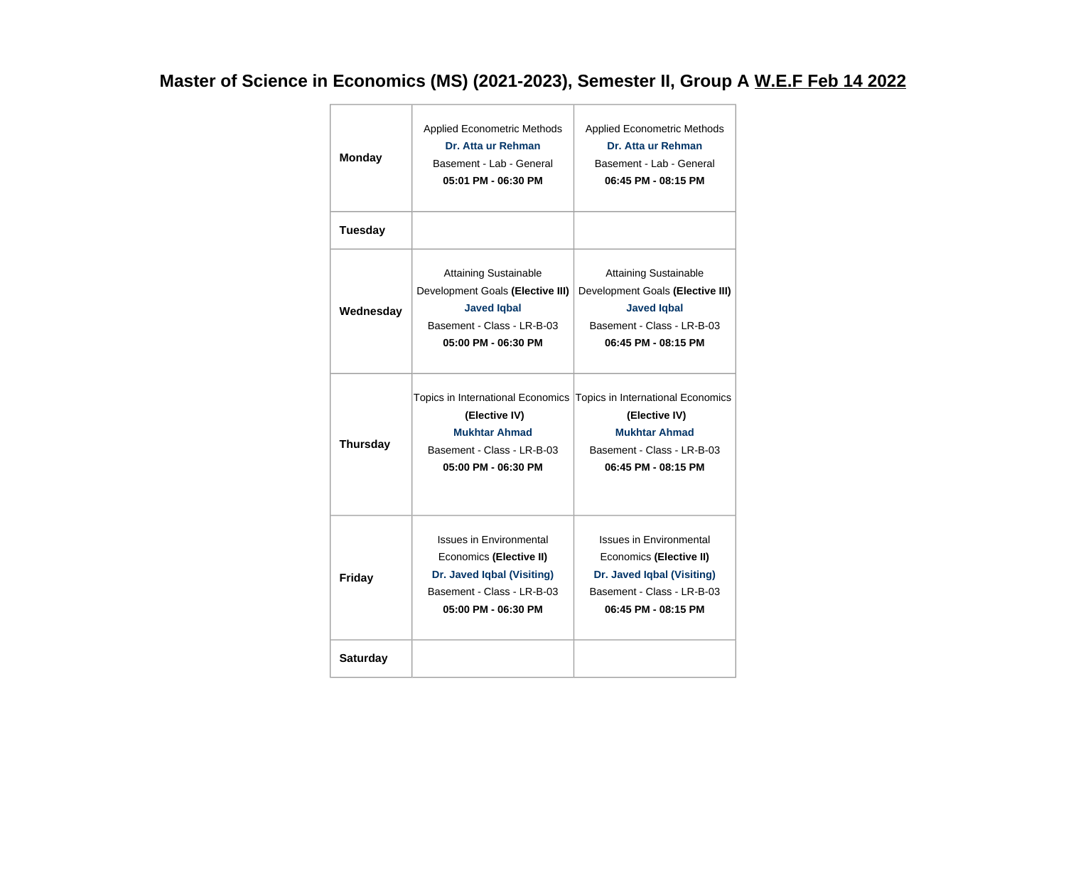# Master of Science in Economics (MS) (2021-2023), Semester II, Group A W.E.F Feb 14 2022

| | | |
|---|---|---|
| **Monday** | Applied Econometric Methods<br>**Dr. Atta ur Rehman**<br>Basement - Lab - General<br>**05:01 PM - 06:30 PM** | Applied Econometric Methods<br>**Dr. Atta ur Rehman**<br>Basement - Lab - General<br>**06:45 PM - 08:15 PM** |
| **Tuesday** | | |
| **Wednesday** | Attaining Sustainable Development Goals **(Elective III)**<br>**Javed Iqbal**<br>Basement - Class - LR-B-03<br>**05:00 PM - 06:30 PM** | Attaining Sustainable Development Goals **(Elective III)**<br>**Javed Iqbal**<br>Basement - Class - LR-B-03<br>**06:45 PM - 08:15 PM** |
| **Thursday** | Topics in International Economics **(Elective IV)**<br>**Mukhtar Ahmad**<br>Basement - Class - LR-B-03<br>**05:00 PM - 06:30 PM** | Topics in International Economics **(Elective IV)**<br>**Mukhtar Ahmad**<br>Basement - Class - LR-B-03<br>**06:45 PM - 08:15 PM** |
| **Friday** | Issues in Environmental Economics **(Elective II)**<br>**Dr. Javed Iqbal (Visiting)**<br>Basement - Class - LR-B-03<br>**05:00 PM - 06:30 PM** | Issues in Environmental Economics **(Elective II)**<br>**Dr. Javed Iqbal (Visiting)**<br>Basement - Class - LR-B-03<br>**06:45 PM - 08:15 PM** |
| **Saturday** | | |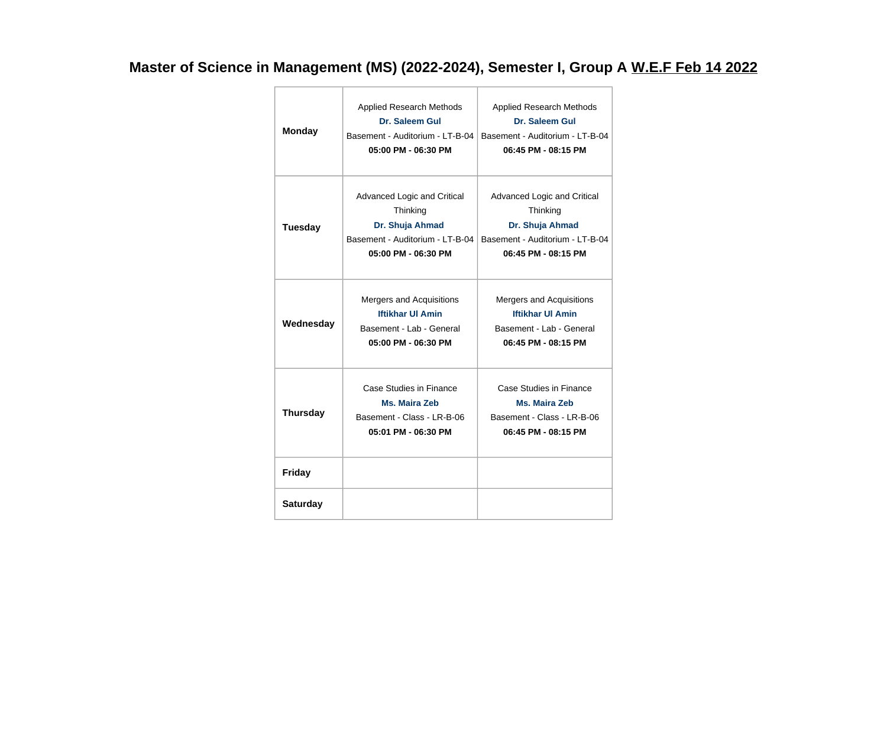## Master of Science in Management (MS) (2022-2024), Semester I, Group A W.E.F Feb 14 2022

| | | |
|---|---|---|
| **Monday** | Applied Research Methods<br>**Dr. Saleem Gul**<br>Basement - Auditorium - LT-B-04<br>**05:00 PM - 06:30 PM** | Applied Research Methods<br>**Dr. Saleem Gul**<br>Basement - Auditorium - LT-B-04<br>**06:45 PM - 08:15 PM** |
| **Tuesday** | Advanced Logic and Critical Thinking<br>**Dr. Shuja Ahmad**<br>Basement - Auditorium - LT-B-04<br>**05:00 PM - 06:30 PM** | Advanced Logic and Critical Thinking<br>**Dr. Shuja Ahmad**<br>Basement - Auditorium - LT-B-04<br>**06:45 PM - 08:15 PM** |
| **Wednesday** | Mergers and Acquisitions<br>**Iftikhar Ul Amin**<br>Basement - Lab - General<br>**05:00 PM - 06:30 PM** | Mergers and Acquisitions<br>**Iftikhar Ul Amin**<br>Basement - Lab - General<br>**06:45 PM - 08:15 PM** |
| **Thursday** | Case Studies in Finance<br>**Ms. Maira Zeb**<br>Basement - Class - LR-B-06<br>**05:01 PM - 06:30 PM** | Case Studies in Finance<br>**Ms. Maira Zeb**<br>Basement - Class - LR-B-06<br>**06:45 PM - 08:15 PM** |
| **Friday** | | |
| **Saturday** | | |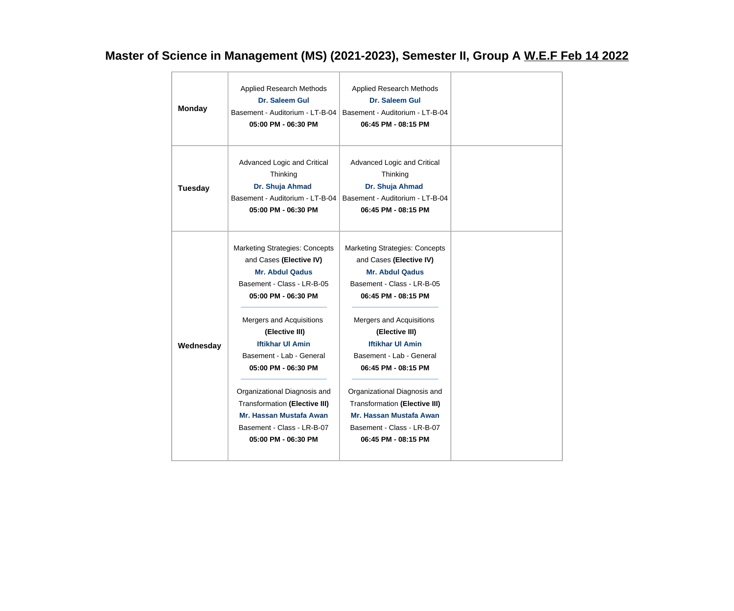# Master of Science in Management (MS) (2021-2023), Semester II, Group A W.E.F Feb 14 2022

| | | | |
|---|---|---|---|
| **Monday** | Applied Research Methods<br>**Dr. Saleem Gul**<br>Basement - Auditorium - LT-B-04<br>**05:00 PM - 06:30 PM** | Applied Research Methods<br>**Dr. Saleem Gul**<br>Basement - Auditorium - LT-B-04<br>**06:45 PM - 08:15 PM** | |
| **Tuesday** | Advanced Logic and Critical Thinking<br>**Dr. Shuja Ahmad**<br>Basement - Auditorium - LT-B-04<br>**05:00 PM - 06:30 PM** | Advanced Logic and Critical Thinking<br>**Dr. Shuja Ahmad**<br>Basement - Auditorium - LT-B-04<br>**06:45 PM - 08:15 PM** | |
| **Wednesday** | Marketing Strategies: Concepts and Cases **(Elective IV)**<br>**Mr. Abdul Qadus**<br>Basement - Class - LR-B-05<br>**05:00 PM - 06:30 PM**<br>---<br>Mergers and Acquisitions **(Elective III)**<br>**Iftikhar Ul Amin**<br>Basement - Lab - General<br>**05:00 PM - 06:30 PM**<br>---<br>Organizational Diagnosis and Transformation **(Elective III)**<br>**Mr. Hassan Mustafa Awan**<br>Basement - Class - LR-B-07<br>**05:00 PM - 06:30 PM** | Marketing Strategies: Concepts and Cases **(Elective IV)**<br>**Mr. Abdul Qadus**<br>Basement - Class - LR-B-05<br>**06:45 PM - 08:15 PM**<br>---<br>Mergers and Acquisitions **(Elective III)**<br>**Iftikhar Ul Amin**<br>Basement - Lab - General<br>**06:45 PM - 08:15 PM**<br>---<br>Organizational Diagnosis and Transformation **(Elective III)**<br>**Mr. Hassan Mustafa Awan**<br>Basement - Class - LR-B-07<br>**06:45 PM - 08:15 PM** | |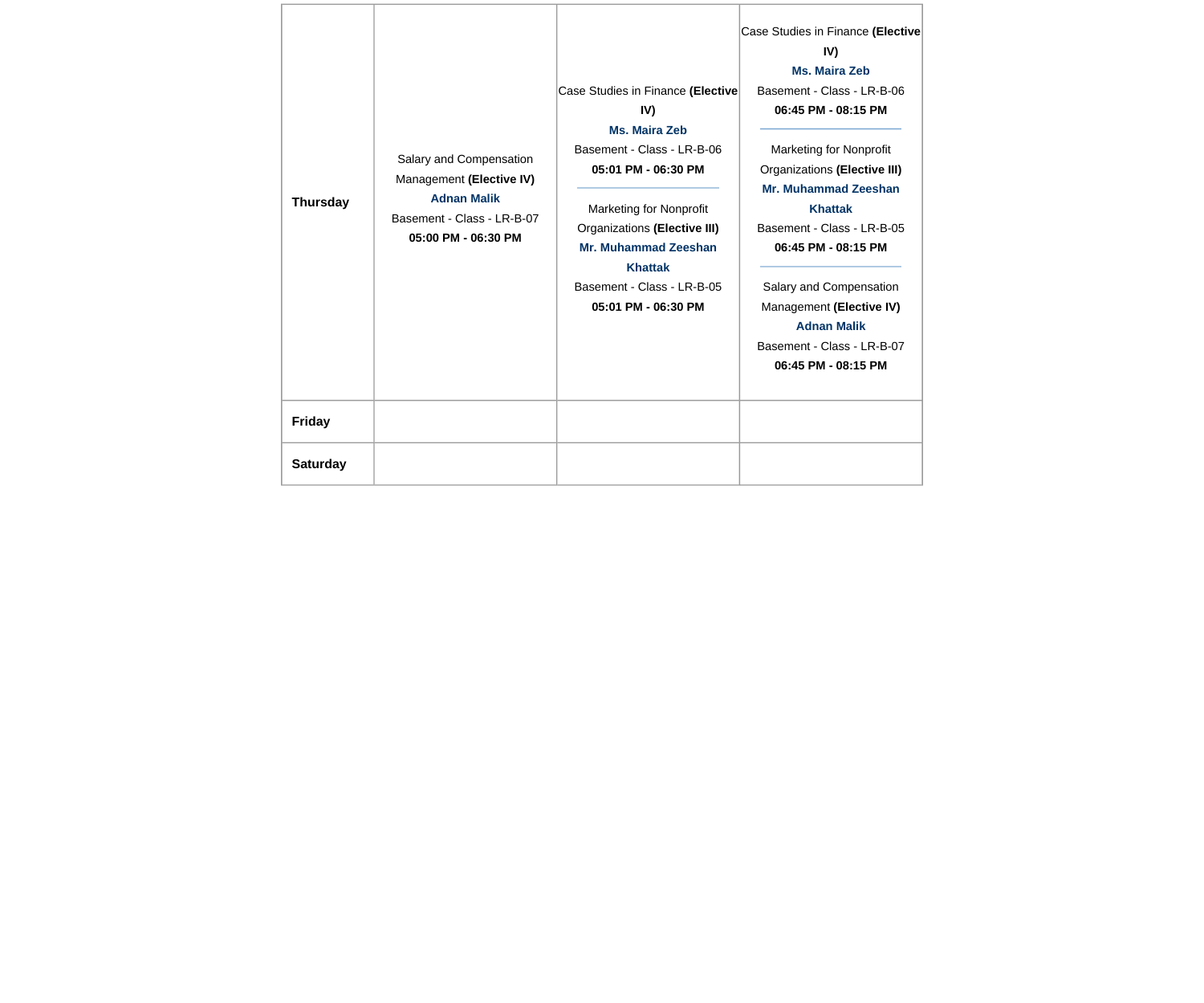| | | | |
|---|---|---|---|
| **Thursday** | Salary and Compensation Management **(Elective IV)**<br>**Adnan Malik**<br>Basement - Class - LR-B-07<br>**05:00 PM - 06:30 PM** | Case Studies in Finance **(Elective IV)**<br>**Ms. Maira Zeb**<br>Basement - Class - LR-B-06<br>**05:01 PM - 06:30 PM**<br>---<br>Marketing for Nonprofit Organizations **(Elective III)**<br>**Mr. Muhammad Zeeshan Khattak**<br>Basement - Class - LR-B-05<br>**05:01 PM - 06:30 PM** | Case Studies in Finance **(Elective IV)**<br>**Ms. Maira Zeb**<br>Basement - Class - LR-B-06<br>**06:45 PM - 08:15 PM**<br>---<br>Marketing for Nonprofit Organizations **(Elective III)**<br>**Mr. Muhammad Zeeshan Khattak**<br>Basement - Class - LR-B-05<br>**06:45 PM - 08:15 PM**<br>---<br>Salary and Compensation Management **(Elective IV)**<br>**Adnan Malik**<br>Basement - Class - LR-B-07<br>**06:45 PM - 08:15 PM** |
| **Friday** | | | |
| **Saturday** | | | |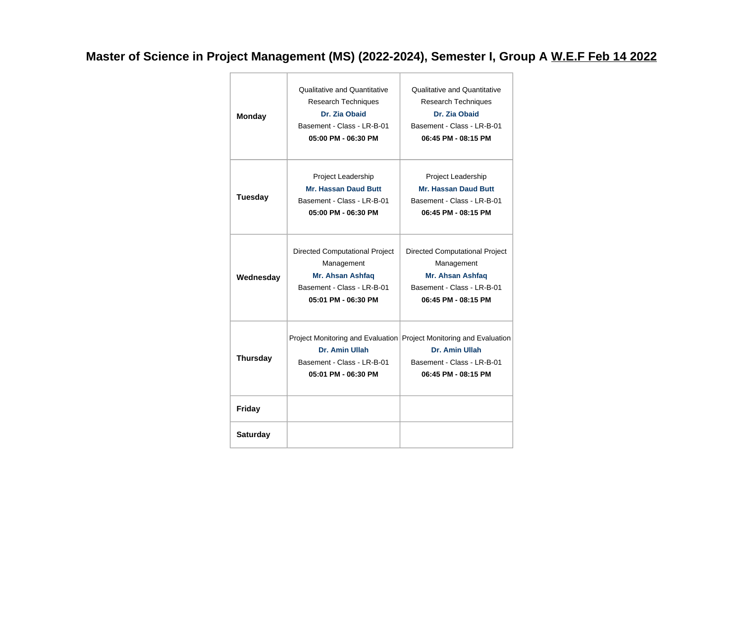# Master of Science in Project Management (MS) (2022-2024), Semester I, Group A W.E.F Feb 14 2022

| | | |
|---|---|---|
| **Monday** | Qualitative and Quantitative Research Techniques<br>**Dr. Zia Obaid**<br>Basement - Class - LR-B-01<br>**05:00 PM - 06:30 PM** | Qualitative and Quantitative Research Techniques<br>**Dr. Zia Obaid**<br>Basement - Class - LR-B-01<br>**06:45 PM - 08:15 PM** |
| **Tuesday** | Project Leadership<br>**Mr. Hassan Daud Butt**<br>Basement - Class - LR-B-01<br>**05:00 PM - 06:30 PM** | Project Leadership<br>**Mr. Hassan Daud Butt**<br>Basement - Class - LR-B-01<br>**06:45 PM - 08:15 PM** |
| **Wednesday** | Directed Computational Project Management<br>**Mr. Ahsan Ashfaq**<br>Basement - Class - LR-B-01<br>**05:01 PM - 06:30 PM** | Directed Computational Project Management<br>**Mr. Ahsan Ashfaq**<br>Basement - Class - LR-B-01<br>**06:45 PM - 08:15 PM** |
| **Thursday** | Project Monitoring and Evaluation<br>**Dr. Amin Ullah**<br>Basement - Class - LR-B-01<br>**05:01 PM - 06:30 PM** | Project Monitoring and Evaluation<br>**Dr. Amin Ullah**<br>Basement - Class - LR-B-01<br>**06:45 PM - 08:15 PM** |
| **Friday** | | |
| **Saturday** | | |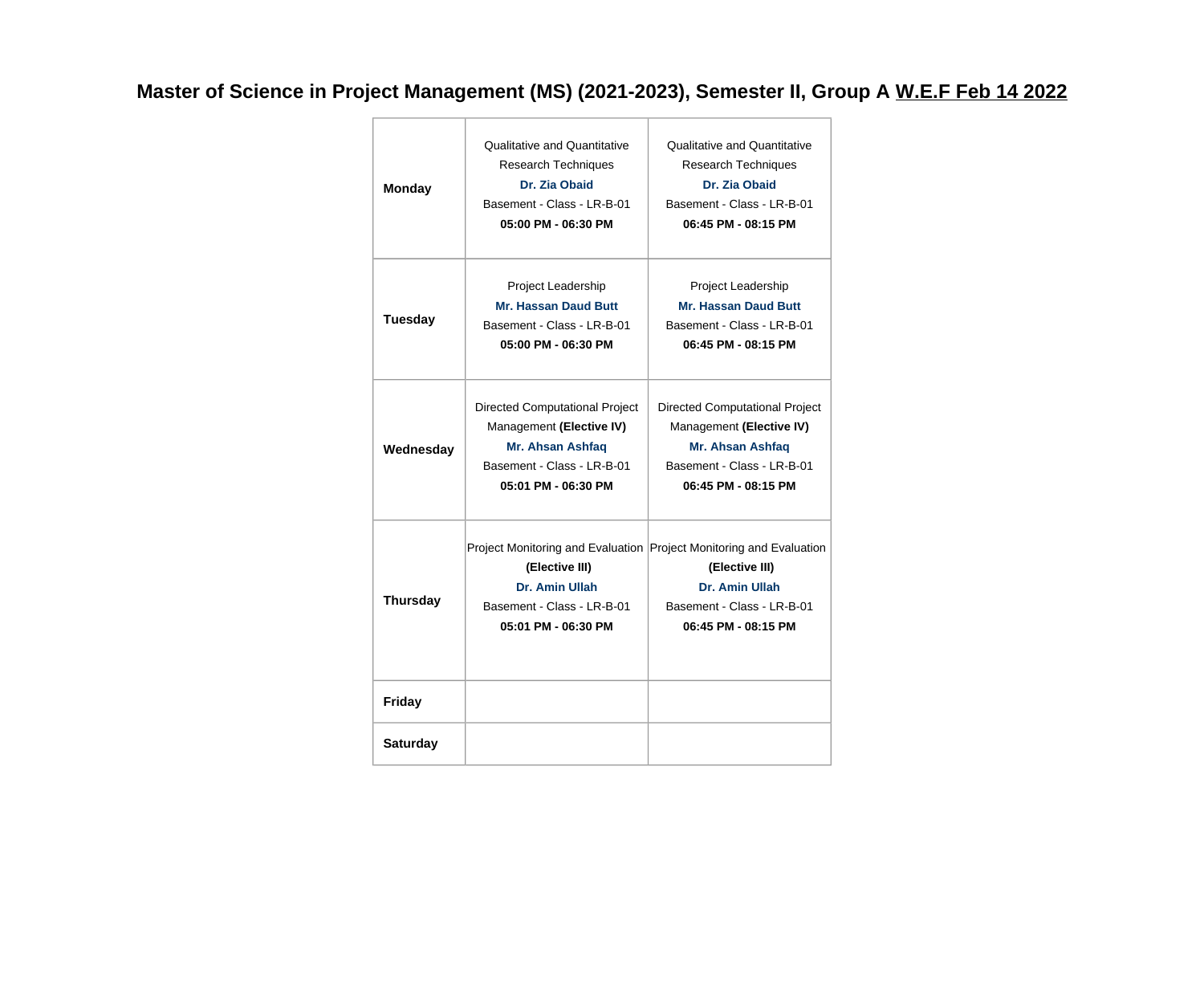# Master of Science in Project Management (MS) (2021-2023), Semester II, Group A W.E.F Feb 14 2022

| | | |
|---|---|---|
| **Monday** | Qualitative and Quantitative Research Techniques **Dr. Zia Obaid** Basement - Class - LR-B-01 **05:00 PM - 06:30 PM** | Qualitative and Quantitative Research Techniques **Dr. Zia Obaid** Basement - Class - LR-B-01 **06:45 PM - 08:15 PM** |
| **Tuesday** | Project Leadership **Mr. Hassan Daud Butt** Basement - Class - LR-B-01 **05:00 PM - 06:30 PM** | Project Leadership **Mr. Hassan Daud Butt** Basement - Class - LR-B-01 **06:45 PM - 08:15 PM** |
| **Wednesday** | Directed Computational Project Management **(Elective IV)** **Mr. Ahsan Ashfaq** Basement - Class - LR-B-01 **05:01 PM - 06:30 PM** | Directed Computational Project Management **(Elective IV)** **Mr. Ahsan Ashfaq** Basement - Class - LR-B-01 **06:45 PM - 08:15 PM** |
| **Thursday** | Project Monitoring and Evaluation **(Elective III)** **Dr. Amin Ullah** Basement - Class - LR-B-01 **05:01 PM - 06:30 PM** | Project Monitoring and Evaluation **(Elective III)** **Dr. Amin Ullah** Basement - Class - LR-B-01 **06:45 PM - 08:15 PM** |
| **Friday** | | |
| **Saturday** | | |